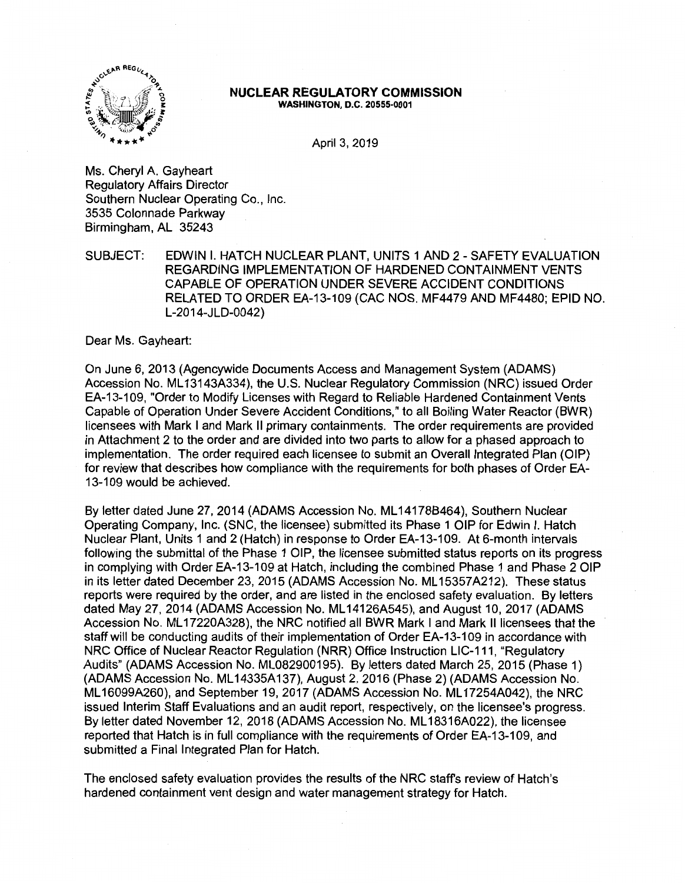**NUCLEAR REGULATORY COMMISSION**
**WASHINGTON, D.C. 20555-0001**

April 3, 2019

Ms. Cheryl A. Gayheart
Regulatory Affairs Director
Southern Nuclear Operating Co., Inc.
3535 Colonnade Parkway
Birmingham, AL 35243

SUBJECT: EDWIN I. HATCH NUCLEAR PLANT, UNITS 1 AND 2 - SAFETY EVALUATION REGARDING IMPLEMENTATION OF HARDENED CONTAINMENT VENTS CAPABLE OF OPERATION UNDER SEVERE ACCIDENT CONDITIONS RELATED TO ORDER EA-13-109 (CAC NOS. MF4479 AND MF4480; EPID NO. L-2014-JLD-0042)

Dear Ms. Gayheart:

On June 6, 2013 (Agencywide Documents Access and Management System (ADAMS) Accession No. ML13143A334), the U.S. Nuclear Regulatory Commission (NRC) issued Order EA-13-109, "Order to Modify Licenses with Regard to Reliable Hardened Containment Vents Capable of Operation Under Severe Accident Conditions," to all Boiling Water Reactor (BWR) licensees with Mark I and Mark II primary containments. The order requirements are provided in Attachment 2 to the order and are divided into two parts to allow for a phased approach to implementation. The order required each licensee to submit an Overall Integrated Plan (OIP) for review that describes how compliance with the requirements for both phases of Order EA-13-109 would be achieved.

By letter dated June 27, 2014 (ADAMS Accession No. ML14178B464), Southern Nuclear Operating Company, Inc. (SNC, the licensee) submitted its Phase 1 OIP for Edwin I. Hatch Nuclear Plant, Units 1 and 2 (Hatch) in response to Order EA-13-109. At 6-month intervals following the submittal of the Phase 1 OIP, the licensee submitted status reports on its progress in complying with Order EA-13-109 at Hatch, including the combined Phase 1 and Phase 2 OIP in its letter dated December 23, 2015 (ADAMS Accession No. ML15357A212). These status reports were required by the order, and are listed in the enclosed safety evaluation. By letters dated May 27, 2014 (ADAMS Accession No. ML14126A545), and August 10, 2017 (ADAMS Accession No. ML17220A328), the NRC notified all BWR Mark I and Mark II licensees that the staff will be conducting audits of their implementation of Order EA-13-109 in accordance with NRC Office of Nuclear Reactor Regulation (NRR) Office Instruction LIC-111, "Regulatory Audits" (ADAMS Accession No. ML082900195). By letters dated March 25, 2015 (Phase 1) (ADAMS Accession No. ML14335A137), August 2, 2016 (Phase 2) (ADAMS Accession No. ML16099A260), and September 19, 2017 (ADAMS Accession No. ML17254A042), the NRC issued Interim Staff Evaluations and an audit report, respectively, on the licensee's progress. By letter dated November 12, 2018 (ADAMS Accession No. ML18316A022), the licensee reported that Hatch is in full compliance with the requirements of Order EA-13-109, and submitted a Final Integrated Plan for Hatch.

The enclosed safety evaluation provides the results of the NRC staff's review of Hatch's hardened containment vent design and water management strategy for Hatch.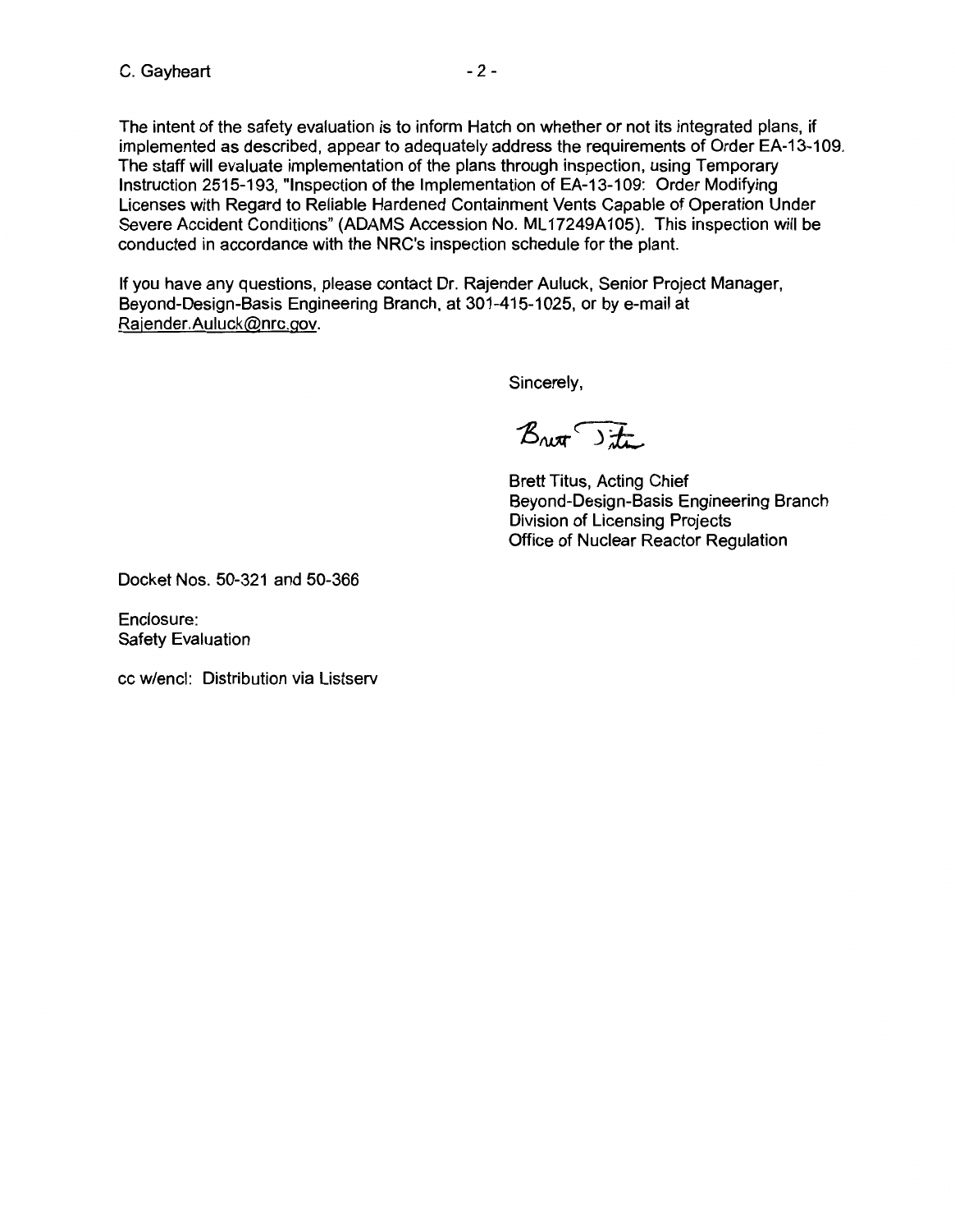The intent of the safety evaluation is to inform Hatch on whether or not its integrated plans, if implemented as described, appear to adequately address the requirements of Order EA-13-109. The staff will evaluate implementation of the plans through inspection, using Temporary Instruction 2515-193, "Inspection of the Implementation of EA-13-109: Order Modifying Licenses with Regard to Reliable Hardened Containment Vents Capable of Operation Under Severe Accident Conditions" (ADAMS Accession No. ML17249A105). This inspection will be conducted in accordance with the NRC's inspection schedule for the plant.

If you have any questions, please contact Dr. Rajender Auluck, Senior Project Manager, Beyond-Design-Basis Engineering Branch, at 301-415-1025, or by e-mail at Rajender.Auluck@nrc.gov.

Sincerely,

Brett Titus, Acting Chief
Beyond-Design-Basis Engineering Branch
Division of Licensing Projects
Office of Nuclear Reactor Regulation

Docket Nos. 50-321 and 50-366

Enclosure:
Safety Evaluation

cc w/encl: Distribution via Listserv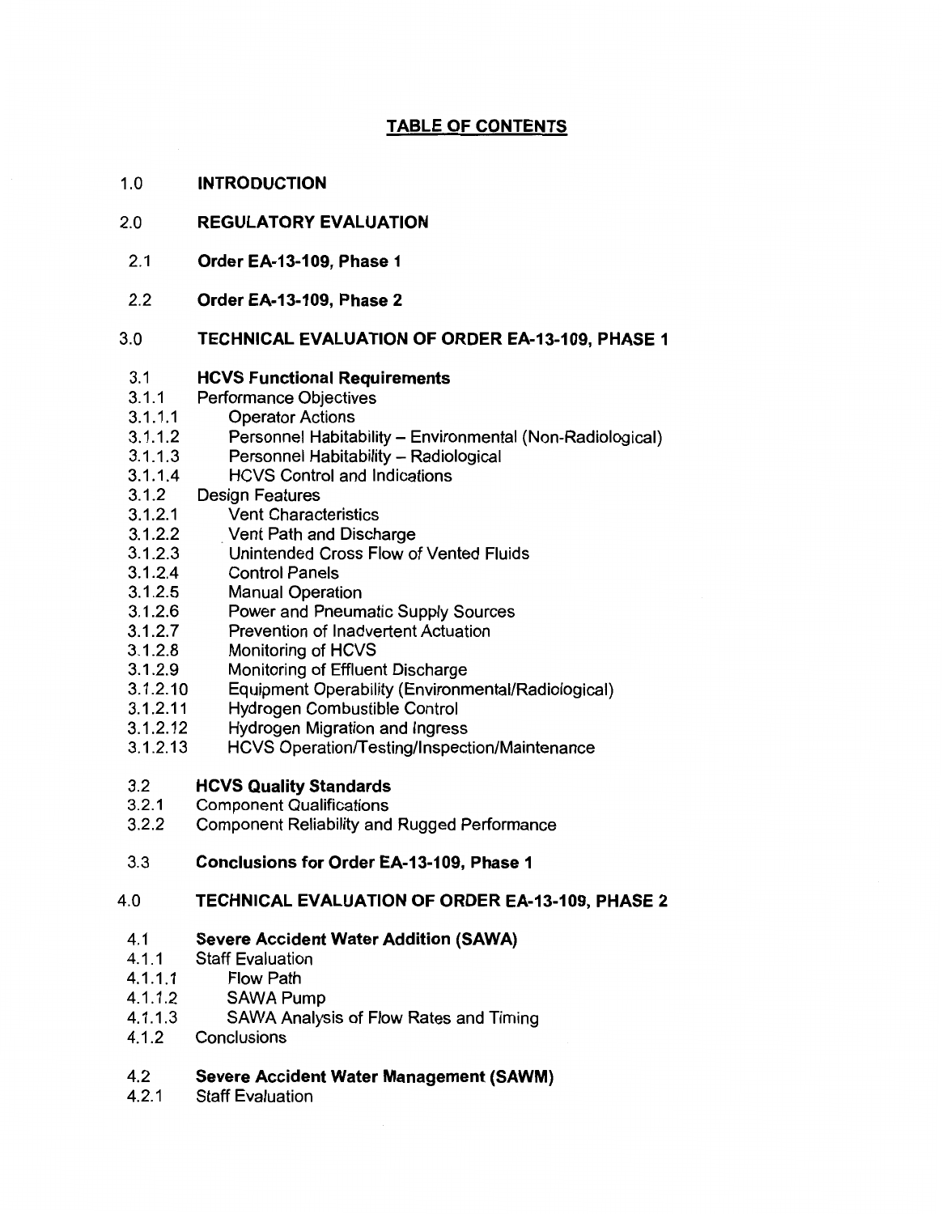# TABLE OF CONTENTS

**1.0 INTRODUCTION**

**2.0 REGULATORY EVALUATION**

**2.1 Order EA-13-109, Phase 1**

**2.2 Order EA-13-109, Phase 2**

**3.0 TECHNICAL EVALUATION OF ORDER EA-13-109, PHASE 1**

**3.1 HCVS Functional Requirements**
3.1.1 Performance Objectives
3.1.1.1 Operator Actions
3.1.1.2 Personnel Habitability – Environmental (Non-Radiological)
3.1.1.3 Personnel Habitability – Radiological
3.1.1.4 HCVS Control and Indications
3.1.2 Design Features
3.1.2.1 Vent Characteristics
3.1.2.2 Vent Path and Discharge
3.1.2.3 Unintended Cross Flow of Vented Fluids
3.1.2.4 Control Panels
3.1.2.5 Manual Operation
3.1.2.6 Power and Pneumatic Supply Sources
3.1.2.7 Prevention of Inadvertent Actuation
3.1.2.8 Monitoring of HCVS
3.1.2.9 Monitoring of Effluent Discharge
3.1.2.10 Equipment Operability (Environmental/Radiological)
3.1.2.11 Hydrogen Combustible Control
3.1.2.12 Hydrogen Migration and Ingress
3.1.2.13 HCVS Operation/Testing/Inspection/Maintenance

**3.2 HCVS Quality Standards**
3.2.1 Component Qualifications
3.2.2 Component Reliability and Rugged Performance

**3.3 Conclusions for Order EA-13-109, Phase 1**

**4.0 TECHNICAL EVALUATION OF ORDER EA-13-109, PHASE 2**

**4.1 Severe Accident Water Addition (SAWA)**
4.1.1 Staff Evaluation
4.1.1.1 Flow Path
4.1.1.2 SAWA Pump
4.1.1.3 SAWA Analysis of Flow Rates and Timing
4.1.2 Conclusions

**4.2 Severe Accident Water Management (SAWM)**
4.2.1 Staff Evaluation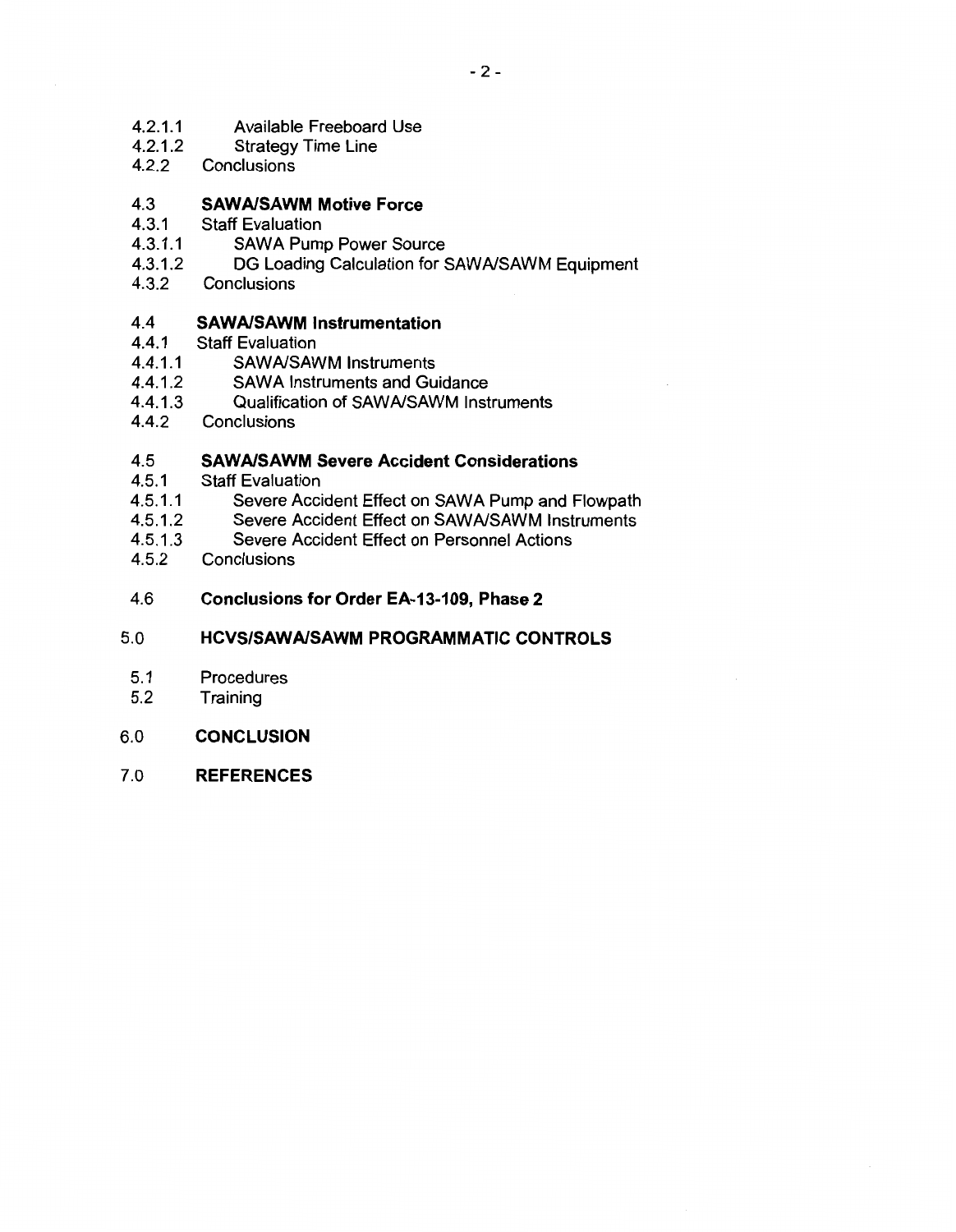4.2.1.1 Available Freeboard Use
4.2.1.2 Strategy Time Line
4.2.2 Conclusions

**4.3 SAWA/SAWM Motive Force**
4.3.1 Staff Evaluation
4.3.1.1 SAWA Pump Power Source
4.3.1.2 DG Loading Calculation for SAWA/SAWM Equipment
4.3.2 Conclusions

**4.4 SAWA/SAWM Instrumentation**
4.4.1 Staff Evaluation
4.4.1.1 SAWA/SAWM Instruments
4.4.1.2 SAWA Instruments and Guidance
4.4.1.3 Qualification of SAWA/SAWM Instruments
4.4.2 Conclusions

**4.5 SAWA/SAWM Severe Accident Considerations**
4.5.1 Staff Evaluation
4.5.1.1 Severe Accident Effect on SAWA Pump and Flowpath
4.5.1.2 Severe Accident Effect on SAWA/SAWM Instruments
4.5.1.3 Severe Accident Effect on Personnel Actions
4.5.2 Conclusions

**4.6 Conclusions for Order EA-13-109, Phase 2**

**5.0 HCVS/SAWA/SAWM PROGRAMMATIC CONTROLS**

5.1 Procedures
5.2 Training

**6.0 CONCLUSION**

**7.0 REFERENCES**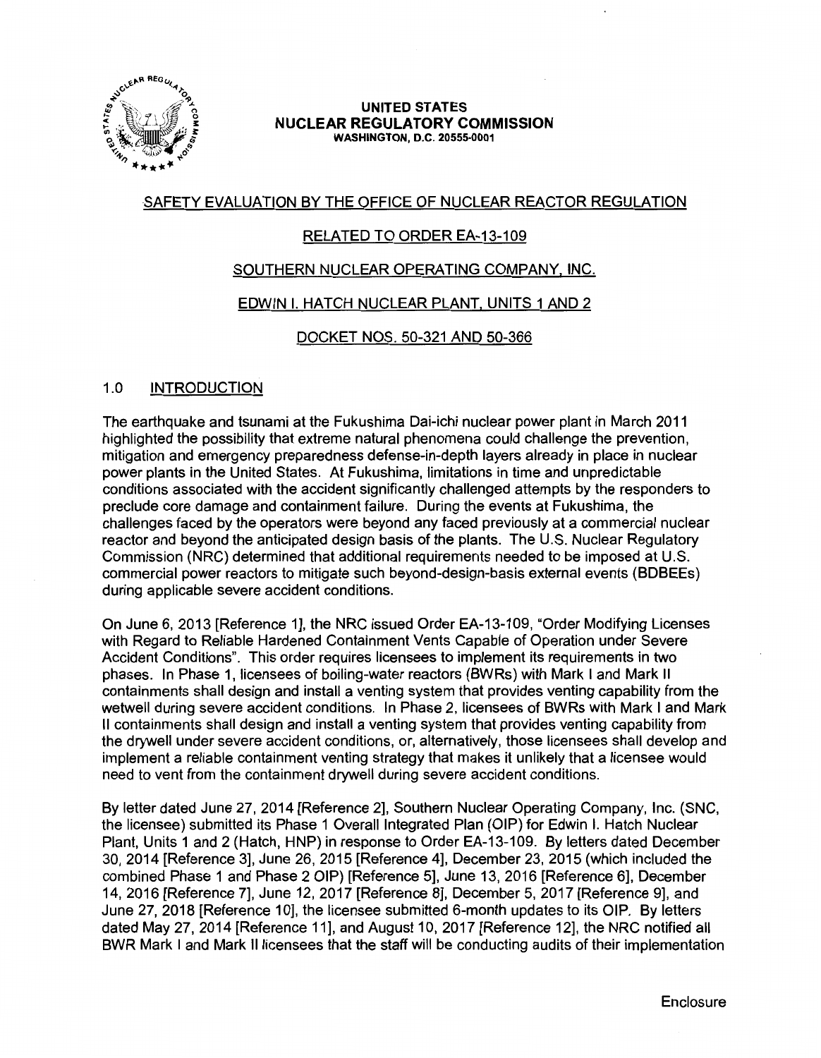**UNITED STATES**
**NUCLEAR REGULATORY COMMISSION**
WASHINGTON, D.C. 20555-0001

SAFETY EVALUATION BY THE OFFICE OF NUCLEAR REACTOR REGULATION

RELATED TO ORDER EA-13-109

SOUTHERN NUCLEAR OPERATING COMPANY, INC.

EDWIN I. HATCH NUCLEAR PLANT, UNITS 1 AND 2

DOCKET NOS. 50-321 AND 50-366

## 1.0 INTRODUCTION

The earthquake and tsunami at the Fukushima Dai-ichi nuclear power plant in March 2011 highlighted the possibility that extreme natural phenomena could challenge the prevention, mitigation and emergency preparedness defense-in-depth layers already in place in nuclear power plants in the United States. At Fukushima, limitations in time and unpredictable conditions associated with the accident significantly challenged attempts by the responders to preclude core damage and containment failure. During the events at Fukushima, the challenges faced by the operators were beyond any faced previously at a commercial nuclear reactor and beyond the anticipated design basis of the plants. The U.S. Nuclear Regulatory Commission (NRC) determined that additional requirements needed to be imposed at U.S. commercial power reactors to mitigate such beyond-design-basis external events (BDBEEs) during applicable severe accident conditions.

On June 6, 2013 [Reference 1], the NRC issued Order EA-13-109, "Order Modifying Licenses with Regard to Reliable Hardened Containment Vents Capable of Operation under Severe Accident Conditions". This order requires licensees to implement its requirements in two phases. In Phase 1, licensees of boiling-water reactors (BWRs) with Mark I and Mark II containments shall design and install a venting system that provides venting capability from the wetwell during severe accident conditions. In Phase 2, licensees of BWRs with Mark I and Mark II containments shall design and install a venting system that provides venting capability from the drywell under severe accident conditions, or, alternatively, those licensees shall develop and implement a reliable containment venting strategy that makes it unlikely that a licensee would need to vent from the containment drywell during severe accident conditions.

By letter dated June 27, 2014 [Reference 2], Southern Nuclear Operating Company, Inc. (SNC, the licensee) submitted its Phase 1 Overall Integrated Plan (OIP) for Edwin I. Hatch Nuclear Plant, Units 1 and 2 (Hatch, HNP) in response to Order EA-13-109. By letters dated December 30, 2014 [Reference 3], June 26, 2015 [Reference 4], December 23, 2015 (which included the combined Phase 1 and Phase 2 OIP) [Reference 5], June 13, 2016 [Reference 6], December 14, 2016 [Reference 7], June 12, 2017 [Reference 8], December 5, 2017 [Reference 9], and June 27, 2018 [Reference 10], the licensee submitted 6-month updates to its OIP. By letters dated May 27, 2014 [Reference 11], and August 10, 2017 [Reference 12], the NRC notified all BWR Mark I and Mark II licensees that the staff will be conducting audits of their implementation

Enclosure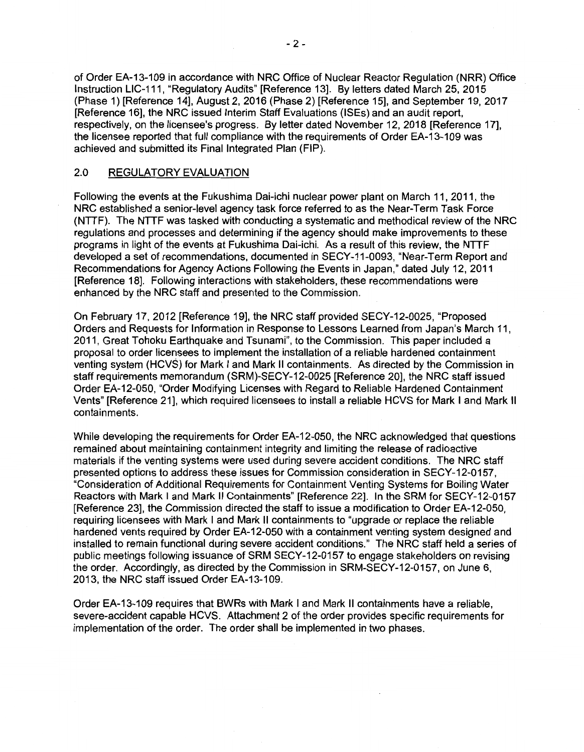of Order EA-13-109 in accordance with NRC Office of Nuclear Reactor Regulation (NRR) Office Instruction LIC-111, "Regulatory Audits" [Reference 13]. By letters dated March 25, 2015 (Phase 1) [Reference 14], August 2, 2016 (Phase 2) [Reference 15], and September 19, 2017 [Reference 16], the NRC issued Interim Staff Evaluations (ISEs) and an audit report, respectively, on the licensee's progress. By letter dated November 12, 2018 [Reference 17], the licensee reported that full compliance with the requirements of Order EA-13-109 was achieved and submitted its Final Integrated Plan (FIP).

## 2.0 REGULATORY EVALUATION

Following the events at the Fukushima Dai-ichi nuclear power plant on March 11, 2011, the NRC established a senior-level agency task force referred to as the Near-Term Task Force (NTTF). The NTTF was tasked with conducting a systematic and methodical review of the NRC regulations and processes and determining if the agency should make improvements to these programs in light of the events at Fukushima Dai-ichi. As a result of this review, the NTTF developed a set of recommendations, documented in SECY-11-0093, "Near-Term Report and Recommendations for Agency Actions Following the Events in Japan," dated July 12, 2011 [Reference 18]. Following interactions with stakeholders, these recommendations were enhanced by the NRC staff and presented to the Commission.

On February 17, 2012 [Reference 19], the NRC staff provided SECY-12-0025, "Proposed Orders and Requests for Information in Response to Lessons Learned from Japan's March 11, 2011, Great Tohoku Earthquake and Tsunami", to the Commission. This paper included a proposal to order licensees to implement the installation of a reliable hardened containment venting system (HCVS) for Mark I and Mark II containments. As directed by the Commission in staff requirements memorandum (SRM)-SECY-12-0025 [Reference 20], the NRC staff issued Order EA-12-050, "Order Modifying Licenses with Regard to Reliable Hardened Containment Vents" [Reference 21], which required licensees to install a reliable HCVS for Mark I and Mark II containments.

While developing the requirements for Order EA-12-050, the NRC acknowledged that questions remained about maintaining containment integrity and limiting the release of radioactive materials if the venting systems were used during severe accident conditions. The NRC staff presented options to address these issues for Commission consideration in SECY-12-0157, "Consideration of Additional Requirements for Containment Venting Systems for Boiling Water Reactors with Mark I and Mark II Containments" [Reference 22]. In the SRM for SECY-12-0157 [Reference 23], the Commission directed the staff to issue a modification to Order EA-12-050, requiring licensees with Mark I and Mark II containments to "upgrade or replace the reliable hardened vents required by Order EA-12-050 with a containment venting system designed and installed to remain functional during severe accident conditions." The NRC staff held a series of public meetings following issuance of SRM SECY-12-0157 to engage stakeholders on revising the order. Accordingly, as directed by the Commission in SRM-SECY-12-0157, on June 6, 2013, the NRC staff issued Order EA-13-109.

Order EA-13-109 requires that BWRs with Mark I and Mark II containments have a reliable, severe-accident capable HCVS. Attachment 2 of the order provides specific requirements for implementation of the order. The order shall be implemented in two phases.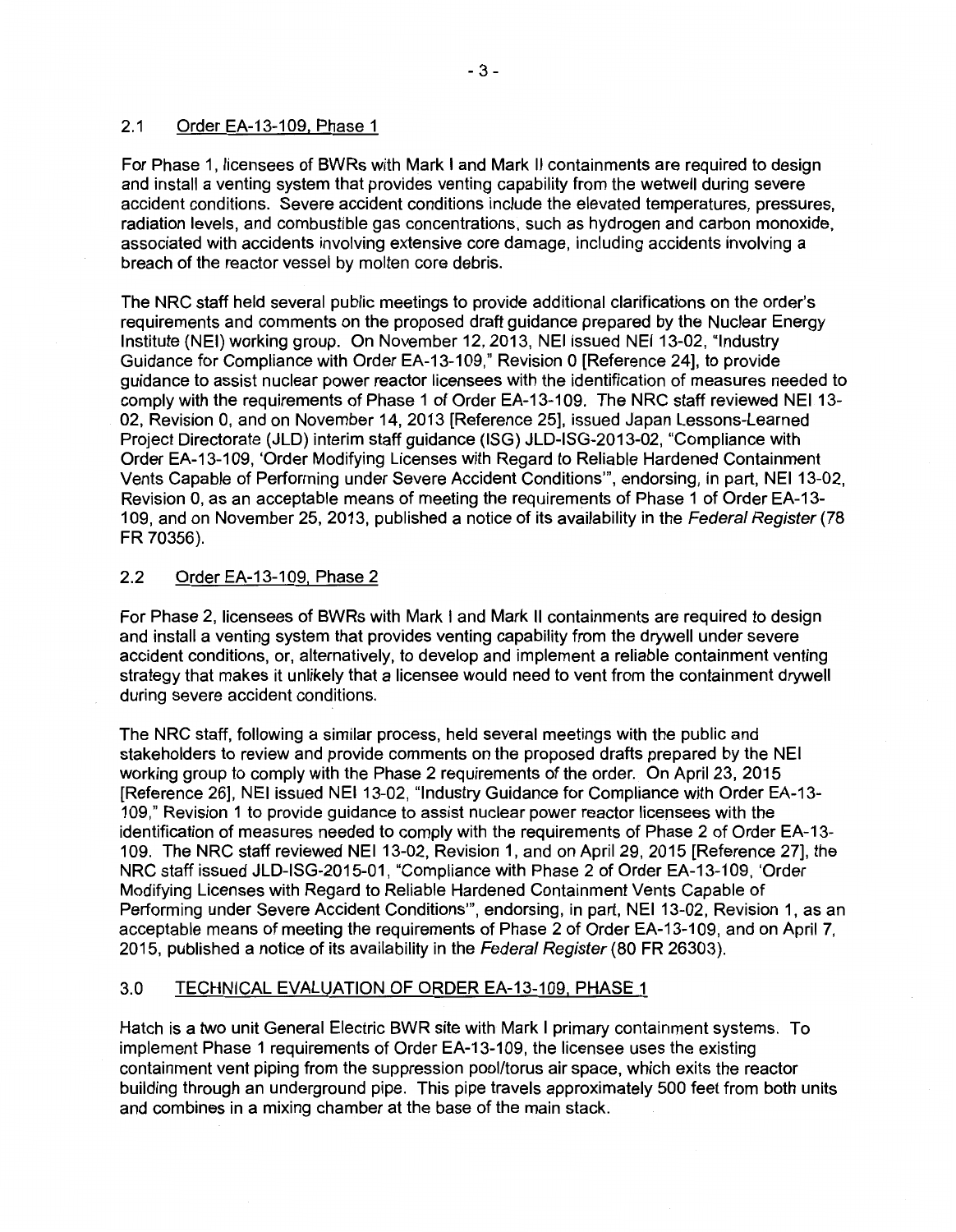### 2.1 Order EA-13-109, Phase 1

For Phase 1, licensees of BWRs with Mark I and Mark II containments are required to design and install a venting system that provides venting capability from the wetwell during severe accident conditions. Severe accident conditions include the elevated temperatures, pressures, radiation levels, and combustible gas concentrations, such as hydrogen and carbon monoxide, associated with accidents involving extensive core damage, including accidents involving a breach of the reactor vessel by molten core debris.

The NRC staff held several public meetings to provide additional clarifications on the order's requirements and comments on the proposed draft guidance prepared by the Nuclear Energy Institute (NEI) working group. On November 12, 2013, NEI issued NEI 13-02, "Industry Guidance for Compliance with Order EA-13-109," Revision 0 [Reference 24], to provide guidance to assist nuclear power reactor licensees with the identification of measures needed to comply with the requirements of Phase 1 of Order EA-13-109. The NRC staff reviewed NEI 13-02, Revision 0, and on November 14, 2013 [Reference 25], issued Japan Lessons-Learned Project Directorate (JLD) interim staff guidance (ISG) JLD-ISG-2013-02, "Compliance with Order EA-13-109, 'Order Modifying Licenses with Regard to Reliable Hardened Containment Vents Capable of Performing under Severe Accident Conditions'", endorsing, in part, NEI 13-02, Revision 0, as an acceptable means of meeting the requirements of Phase 1 of Order EA-13-109, and on November 25, 2013, published a notice of its availability in the *Federal Register* (78 FR 70356).

### 2.2 Order EA-13-109, Phase 2

For Phase 2, licensees of BWRs with Mark I and Mark II containments are required to design and install a venting system that provides venting capability from the drywell under severe accident conditions, or, alternatively, to develop and implement a reliable containment venting strategy that makes it unlikely that a licensee would need to vent from the containment drywell during severe accident conditions.

The NRC staff, following a similar process, held several meetings with the public and stakeholders to review and provide comments on the proposed drafts prepared by the NEI working group to comply with the Phase 2 requirements of the order. On April 23, 2015 [Reference 26], NEI issued NEI 13-02, "Industry Guidance for Compliance with Order EA-13-109," Revision 1 to provide guidance to assist nuclear power reactor licensees with the identification of measures needed to comply with the requirements of Phase 2 of Order EA-13-109. The NRC staff reviewed NEI 13-02, Revision 1, and on April 29, 2015 [Reference 27], the NRC staff issued JLD-ISG-2015-01, "Compliance with Phase 2 of Order EA-13-109, 'Order Modifying Licenses with Regard to Reliable Hardened Containment Vents Capable of Performing under Severe Accident Conditions'", endorsing, in part, NEI 13-02, Revision 1, as an acceptable means of meeting the requirements of Phase 2 of Order EA-13-109, and on April 7, 2015, published a notice of its availability in the *Federal Register* (80 FR 26303).

## 3.0 TECHNICAL EVALUATION OF ORDER EA-13-109, PHASE 1

Hatch is a two unit General Electric BWR site with Mark I primary containment systems. To implement Phase 1 requirements of Order EA-13-109, the licensee uses the existing containment vent piping from the suppression pool/torus air space, which exits the reactor building through an underground pipe. This pipe travels approximately 500 feet from both units and combines in a mixing chamber at the base of the main stack.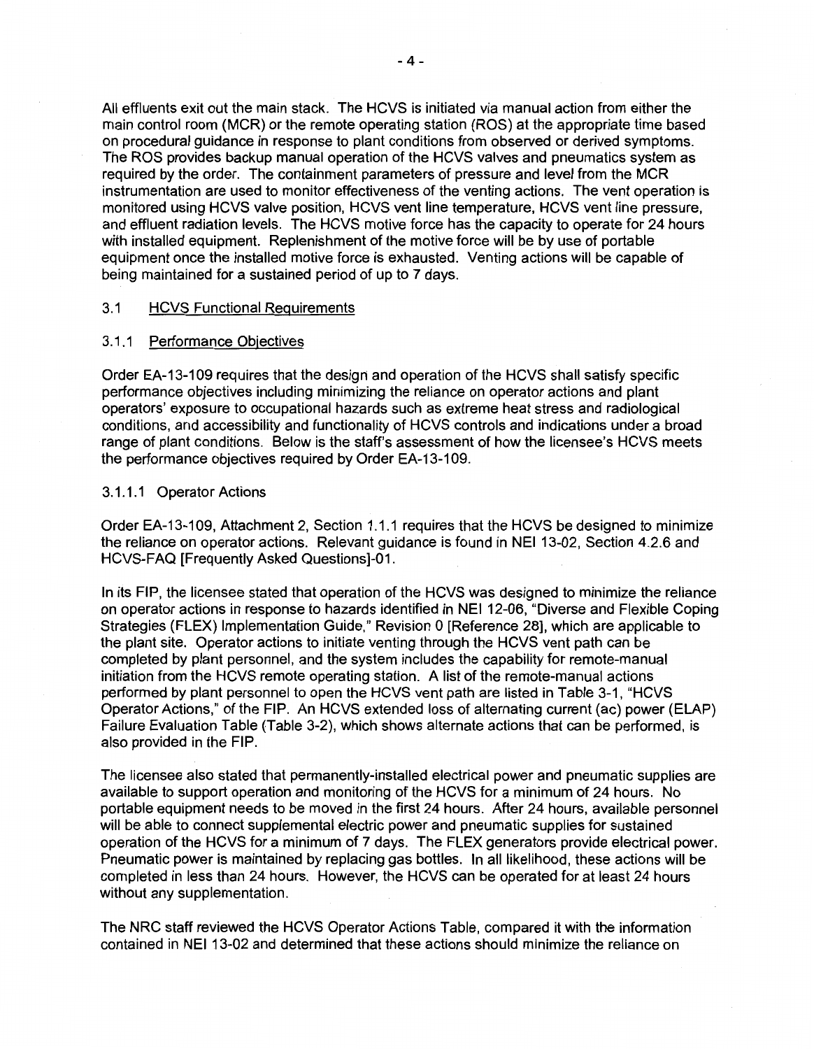All effluents exit out the main stack. The HCVS is initiated via manual action from either the main control room (MCR) or the remote operating station (ROS) at the appropriate time based on procedural guidance in response to plant conditions from observed or derived symptoms. The ROS provides backup manual operation of the HCVS valves and pneumatics system as required by the order. The containment parameters of pressure and level from the MCR instrumentation are used to monitor effectiveness of the venting actions. The vent operation is monitored using HCVS valve position, HCVS vent line temperature, HCVS vent line pressure, and effluent radiation levels. The HCVS motive force has the capacity to operate for 24 hours with installed equipment. Replenishment of the motive force will be by use of portable equipment once the installed motive force is exhausted. Venting actions will be capable of being maintained for a sustained period of up to 7 days.

## 3.1 HCVS Functional Requirements

### 3.1.1 Performance Objectives

Order EA-13-109 requires that the design and operation of the HCVS shall satisfy specific performance objectives including minimizing the reliance on operator actions and plant operators' exposure to occupational hazards such as extreme heat stress and radiological conditions, and accessibility and functionality of HCVS controls and indications under a broad range of plant conditions. Below is the staff's assessment of how the licensee's HCVS meets the performance objectives required by Order EA-13-109.

#### 3.1.1.1 Operator Actions

Order EA-13-109, Attachment 2, Section 1.1.1 requires that the HCVS be designed to minimize the reliance on operator actions. Relevant guidance is found in NEI 13-02, Section 4.2.6 and HCVS-FAQ [Frequently Asked Questions]-01.

In its FIP, the licensee stated that operation of the HCVS was designed to minimize the reliance on operator actions in response to hazards identified in NEI 12-06, "Diverse and Flexible Coping Strategies (FLEX) Implementation Guide," Revision 0 [Reference 28], which are applicable to the plant site. Operator actions to initiate venting through the HCVS vent path can be completed by plant personnel, and the system includes the capability for remote-manual initiation from the HCVS remote operating station. A list of the remote-manual actions performed by plant personnel to open the HCVS vent path are listed in Table 3-1, "HCVS Operator Actions," of the FIP. An HCVS extended loss of alternating current (ac) power (ELAP) Failure Evaluation Table (Table 3-2), which shows alternate actions that can be performed, is also provided in the FIP.

The licensee also stated that permanently-installed electrical power and pneumatic supplies are available to support operation and monitoring of the HCVS for a minimum of 24 hours. No portable equipment needs to be moved in the first 24 hours. After 24 hours, available personnel will be able to connect supplemental electric power and pneumatic supplies for sustained operation of the HCVS for a minimum of 7 days. The FLEX generators provide electrical power. Pneumatic power is maintained by replacing gas bottles. In all likelihood, these actions will be completed in less than 24 hours. However, the HCVS can be operated for at least 24 hours without any supplementation.

The NRC staff reviewed the HCVS Operator Actions Table, compared it with the information contained in NEI 13-02 and determined that these actions should minimize the reliance on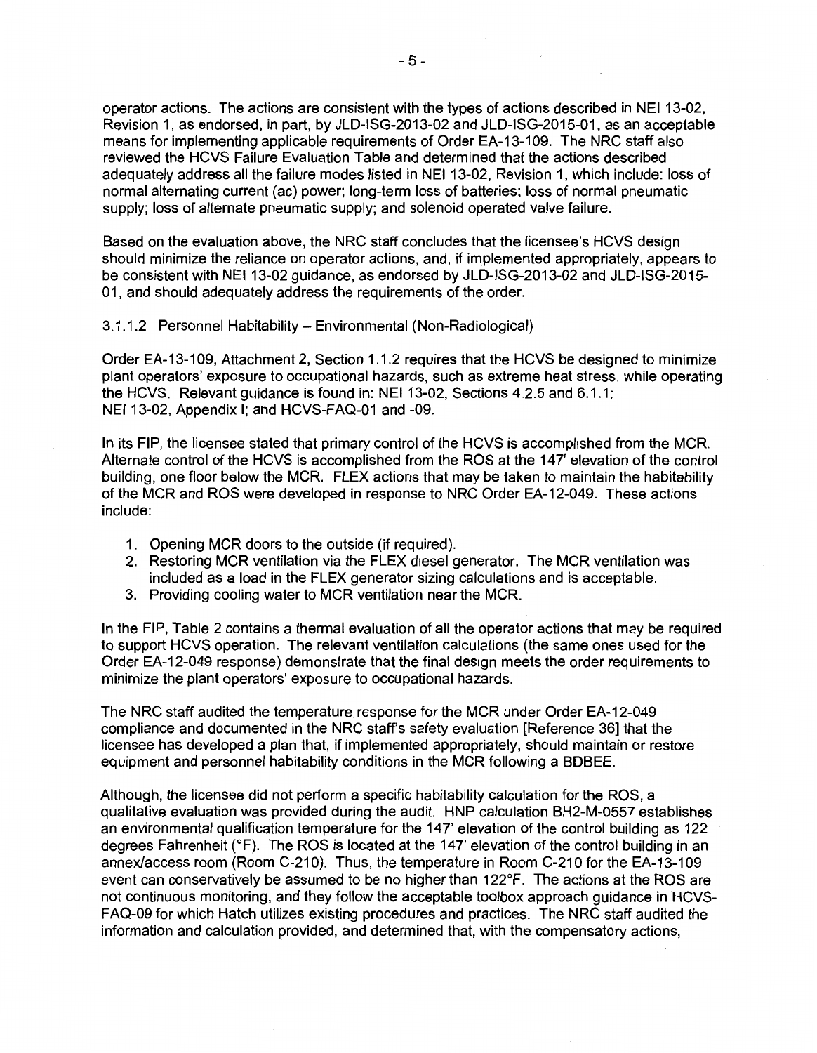operator actions. The actions are consistent with the types of actions described in NEI 13-02, Revision 1, as endorsed, in part, by JLD-ISG-2013-02 and JLD-ISG-2015-01, as an acceptable means for implementing applicable requirements of Order EA-13-109. The NRC staff also reviewed the HCVS Failure Evaluation Table and determined that the actions described adequately address all the failure modes listed in NEI 13-02, Revision 1, which include: loss of normal alternating current (ac) power; long-term loss of batteries; loss of normal pneumatic supply; loss of alternate pneumatic supply; and solenoid operated valve failure.

Based on the evaluation above, the NRC staff concludes that the licensee's HCVS design should minimize the reliance on operator actions, and, if implemented appropriately, appears to be consistent with NEI 13-02 guidance, as endorsed by JLD-ISG-2013-02 and JLD-ISG-2015-01, and should adequately address the requirements of the order.

3.1.1.2 Personnel Habitability – Environmental (Non-Radiological)

Order EA-13-109, Attachment 2, Section 1.1.2 requires that the HCVS be designed to minimize plant operators' exposure to occupational hazards, such as extreme heat stress, while operating the HCVS. Relevant guidance is found in: NEI 13-02, Sections 4.2.5 and 6.1.1; NEI 13-02, Appendix I; and HCVS-FAQ-01 and -09.

In its FIP, the licensee stated that primary control of the HCVS is accomplished from the MCR. Alternate control of the HCVS is accomplished from the ROS at the 147' elevation of the control building, one floor below the MCR. FLEX actions that may be taken to maintain the habitability of the MCR and ROS were developed in response to NRC Order EA-12-049. These actions include:

1. Opening MCR doors to the outside (if required).
2. Restoring MCR ventilation via the FLEX diesel generator. The MCR ventilation was included as a load in the FLEX generator sizing calculations and is acceptable.
3. Providing cooling water to MCR ventilation near the MCR.

In the FIP, Table 2 contains a thermal evaluation of all the operator actions that may be required to support HCVS operation. The relevant ventilation calculations (the same ones used for the Order EA-12-049 response) demonstrate that the final design meets the order requirements to minimize the plant operators' exposure to occupational hazards.

The NRC staff audited the temperature response for the MCR under Order EA-12-049 compliance and documented in the NRC staff's safety evaluation [Reference 36] that the licensee has developed a plan that, if implemented appropriately, should maintain or restore equipment and personnel habitability conditions in the MCR following a BDBEE.

Although, the licensee did not perform a specific habitability calculation for the ROS, a qualitative evaluation was provided during the audit. HNP calculation BH2-M-0557 establishes an environmental qualification temperature for the 147' elevation of the control building as 122 degrees Fahrenheit (°F). The ROS is located at the 147' elevation of the control building in an annex/access room (Room C-210). Thus, the temperature in Room C-210 for the EA-13-109 event can conservatively be assumed to be no higher than 122°F. The actions at the ROS are not continuous monitoring, and they follow the acceptable toolbox approach guidance in HCVS-FAQ-09 for which Hatch utilizes existing procedures and practices. The NRC staff audited the information and calculation provided, and determined that, with the compensatory actions,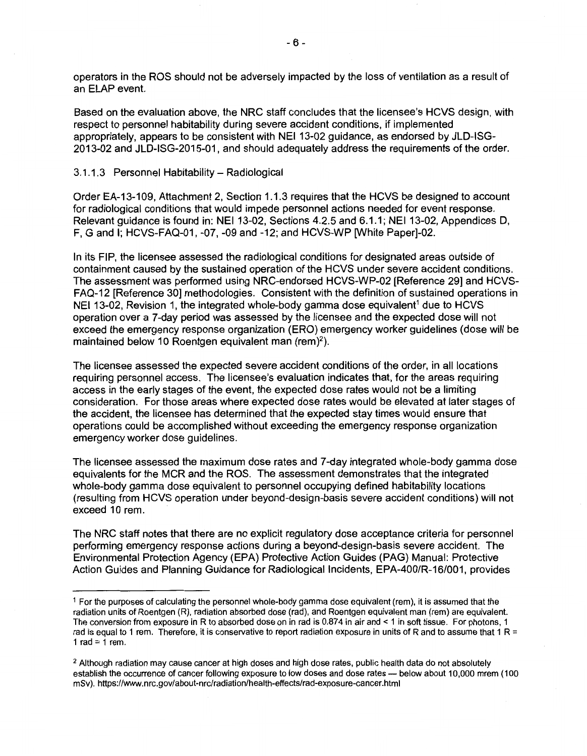operators in the ROS should not be adversely impacted by the loss of ventilation as a result of an ELAP event.

Based on the evaluation above, the NRC staff concludes that the licensee's HCVS design, with respect to personnel habitability during severe accident conditions, if implemented appropriately, appears to be consistent with NEI 13-02 guidance, as endorsed by JLD-ISG-2013-02 and JLD-ISG-2015-01, and should adequately address the requirements of the order.

#### 3.1.1.3 Personnel Habitability – Radiological

Order EA-13-109, Attachment 2, Section 1.1.3 requires that the HCVS be designed to account for radiological conditions that would impede personnel actions needed for event response. Relevant guidance is found in: NEI 13-02, Sections 4.2.5 and 6.1.1; NEI 13-02, Appendices D, F, G and I; HCVS-FAQ-01, -07, -09 and -12; and HCVS-WP [White Paper]-02.

In its FIP, the licensee assessed the radiological conditions for designated areas outside of containment caused by the sustained operation of the HCVS under severe accident conditions. The assessment was performed using NRC-endorsed HCVS-WP-02 [Reference 29] and HCVS-FAQ-12 [Reference 30] methodologies. Consistent with the definition of sustained operations in NEI 13-02, Revision 1, the integrated whole-body gamma dose equivalent[1] due to HCVS operation over a 7-day period was assessed by the licensee and the expected dose will not exceed the emergency response organization (ERO) emergency worker guidelines (dose will be maintained below 10 Roentgen equivalent man (rem)[2]).

The licensee assessed the expected severe accident conditions of the order, in all locations requiring personnel access. The licensee's evaluation indicates that, for the areas requiring access in the early stages of the event, the expected dose rates would not be a limiting consideration. For those areas where expected dose rates would be elevated at later stages of the accident, the licensee has determined that the expected stay times would ensure that operations could be accomplished without exceeding the emergency response organization emergency worker dose guidelines.

The licensee assessed the maximum dose rates and 7-day integrated whole-body gamma dose equivalents for the MCR and the ROS. The assessment demonstrates that the integrated whole-body gamma dose equivalent to personnel occupying defined habitability locations (resulting from HCVS operation under beyond-design-basis severe accident conditions) will not exceed 10 rem.

The NRC staff notes that there are no explicit regulatory dose acceptance criteria for personnel performing emergency response actions during a beyond-design-basis severe accident. The Environmental Protection Agency (EPA) Protective Action Guides (PAG) Manual: Protective Action Guides and Planning Guidance for Radiological Incidents, EPA-400/R-16/001, provides

---

[1] For the purposes of calculating the personnel whole-body gamma dose equivalent (rem), it is assumed that the radiation units of Roentgen (R), radiation absorbed dose (rad), and Roentgen equivalent man (rem) are equivalent. The conversion from exposure in R to absorbed dose on in rad is 0.874 in air and < 1 in soft tissue. For photons, 1 rad is equal to 1 rem. Therefore, it is conservative to report radiation exposure in units of R and to assume that 1 R = 1 rad = 1 rem.

[2] Although radiation may cause cancer at high doses and high dose rates, public health data do not absolutely establish the occurrence of cancer following exposure to low doses and dose rates — below about 10,000 mrem (100 mSv). https://www.nrc.gov/about-nrc/radiation/health-effects/rad-exposure-cancer.html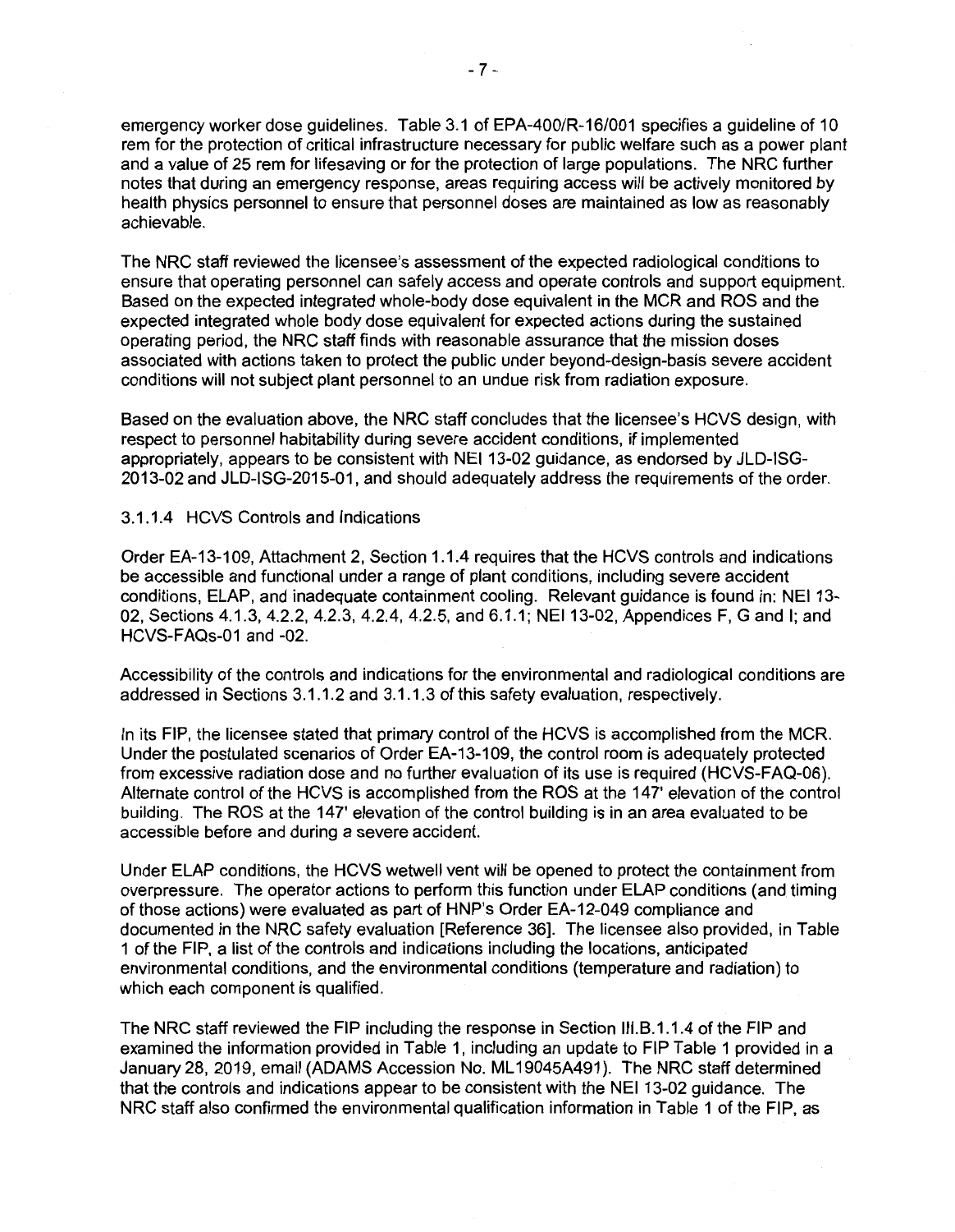emergency worker dose guidelines. Table 3.1 of EPA-400/R-16/001 specifies a guideline of 10 rem for the protection of critical infrastructure necessary for public welfare such as a power plant and a value of 25 rem for lifesaving or for the protection of large populations. The NRC further notes that during an emergency response, areas requiring access will be actively monitored by health physics personnel to ensure that personnel doses are maintained as low as reasonably achievable.

The NRC staff reviewed the licensee's assessment of the expected radiological conditions to ensure that operating personnel can safely access and operate controls and support equipment. Based on the expected integrated whole-body dose equivalent in the MCR and ROS and the expected integrated whole body dose equivalent for expected actions during the sustained operating period, the NRC staff finds with reasonable assurance that the mission doses associated with actions taken to protect the public under beyond-design-basis severe accident conditions will not subject plant personnel to an undue risk from radiation exposure.

Based on the evaluation above, the NRC staff concludes that the licensee's HCVS design, with respect to personnel habitability during severe accident conditions, if implemented appropriately, appears to be consistent with NEI 13-02 guidance, as endorsed by JLD-ISG-2013-02 and JLD-ISG-2015-01, and should adequately address the requirements of the order.

3.1.1.4 HCVS Controls and Indications

Order EA-13-109, Attachment 2, Section 1.1.4 requires that the HCVS controls and indications be accessible and functional under a range of plant conditions, including severe accident conditions, ELAP, and inadequate containment cooling. Relevant guidance is found in: NEI 13-02, Sections 4.1.3, 4.2.2, 4.2.3, 4.2.4, 4.2.5, and 6.1.1; NEI 13-02, Appendices F, G and I; and HCVS-FAQs-01 and -02.

Accessibility of the controls and indications for the environmental and radiological conditions are addressed in Sections 3.1.1.2 and 3.1.1.3 of this safety evaluation, respectively.

In its FIP, the licensee stated that primary control of the HCVS is accomplished from the MCR. Under the postulated scenarios of Order EA-13-109, the control room is adequately protected from excessive radiation dose and no further evaluation of its use is required (HCVS-FAQ-06). Alternate control of the HCVS is accomplished from the ROS at the 147' elevation of the control building. The ROS at the 147' elevation of the control building is in an area evaluated to be accessible before and during a severe accident.

Under ELAP conditions, the HCVS wetwell vent will be opened to protect the containment from overpressure. The operator actions to perform this function under ELAP conditions (and timing of those actions) were evaluated as part of HNP's Order EA-12-049 compliance and documented in the NRC safety evaluation [Reference 36]. The licensee also provided, in Table 1 of the FIP, a list of the controls and indications including the locations, anticipated environmental conditions, and the environmental conditions (temperature and radiation) to which each component is qualified.

The NRC staff reviewed the FIP including the response in Section III.B.1.1.4 of the FIP and examined the information provided in Table 1, including an update to FIP Table 1 provided in a January 28, 2019, email (ADAMS Accession No. ML19045A491). The NRC staff determined that the controls and indications appear to be consistent with the NEI 13-02 guidance. The NRC staff also confirmed the environmental qualification information in Table 1 of the FIP, as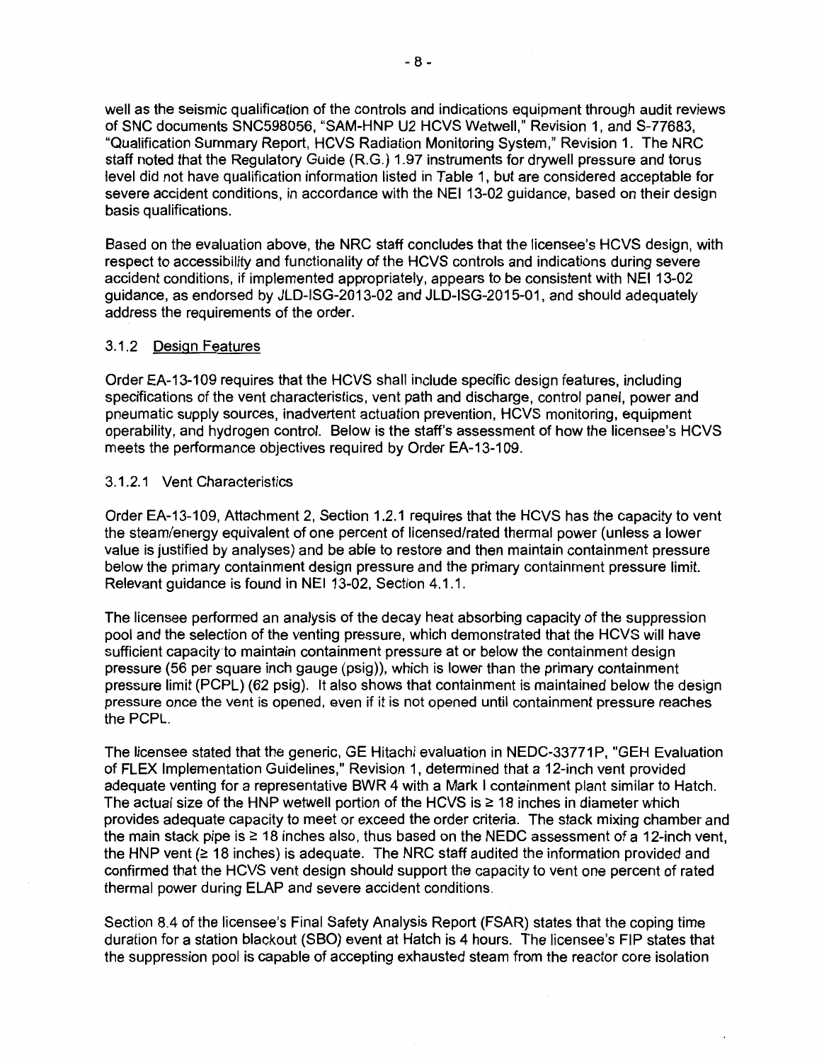well as the seismic qualification of the controls and indications equipment through audit reviews of SNC documents SNC598056, "SAM-HNP U2 HCVS Wetwell," Revision 1, and S-77683, "Qualification Summary Report, HCVS Radiation Monitoring System," Revision 1. The NRC staff noted that the Regulatory Guide (R.G.) 1.97 instruments for drywell pressure and torus level did not have qualification information listed in Table 1, but are considered acceptable for severe accident conditions, in accordance with the NEI 13-02 guidance, based on their design basis qualifications.

Based on the evaluation above, the NRC staff concludes that the licensee's HCVS design, with respect to accessibility and functionality of the HCVS controls and indications during severe accident conditions, if implemented appropriately, appears to be consistent with NEI 13-02 guidance, as endorsed by JLD-ISG-2013-02 and JLD-ISG-2015-01, and should adequately address the requirements of the order.

### 3.1.2 Design Features

Order EA-13-109 requires that the HCVS shall include specific design features, including specifications of the vent characteristics, vent path and discharge, control panel, power and pneumatic supply sources, inadvertent actuation prevention, HCVS monitoring, equipment operability, and hydrogen control. Below is the staff's assessment of how the licensee's HCVS meets the performance objectives required by Order EA-13-109.

#### 3.1.2.1 Vent Characteristics

Order EA-13-109, Attachment 2, Section 1.2.1 requires that the HCVS has the capacity to vent the steam/energy equivalent of one percent of licensed/rated thermal power (unless a lower value is justified by analyses) and be able to restore and then maintain containment pressure below the primary containment design pressure and the primary containment pressure limit. Relevant guidance is found in NEI 13-02, Section 4.1.1.

The licensee performed an analysis of the decay heat absorbing capacity of the suppression pool and the selection of the venting pressure, which demonstrated that the HCVS will have sufficient capacity to maintain containment pressure at or below the containment design pressure (56 per square inch gauge (psig)), which is lower than the primary containment pressure limit (PCPL) (62 psig). It also shows that containment is maintained below the design pressure once the vent is opened, even if it is not opened until containment pressure reaches the PCPL.

The licensee stated that the generic, GE Hitachi evaluation in NEDC-33771P, "GEH Evaluation of FLEX Implementation Guidelines," Revision 1, determined that a 12-inch vent provided adequate venting for a representative BWR 4 with a Mark I containment plant similar to Hatch. The actual size of the HNP wetwell portion of the HCVS is ≥ 18 inches in diameter which provides adequate capacity to meet or exceed the order criteria. The stack mixing chamber and the main stack pipe is ≥ 18 inches also, thus based on the NEDC assessment of a 12-inch vent, the HNP vent (≥ 18 inches) is adequate. The NRC staff audited the information provided and confirmed that the HCVS vent design should support the capacity to vent one percent of rated thermal power during ELAP and severe accident conditions.

Section 8.4 of the licensee's Final Safety Analysis Report (FSAR) states that the coping time duration for a station blackout (SBO) event at Hatch is 4 hours. The licensee's FIP states that the suppression pool is capable of accepting exhausted steam from the reactor core isolation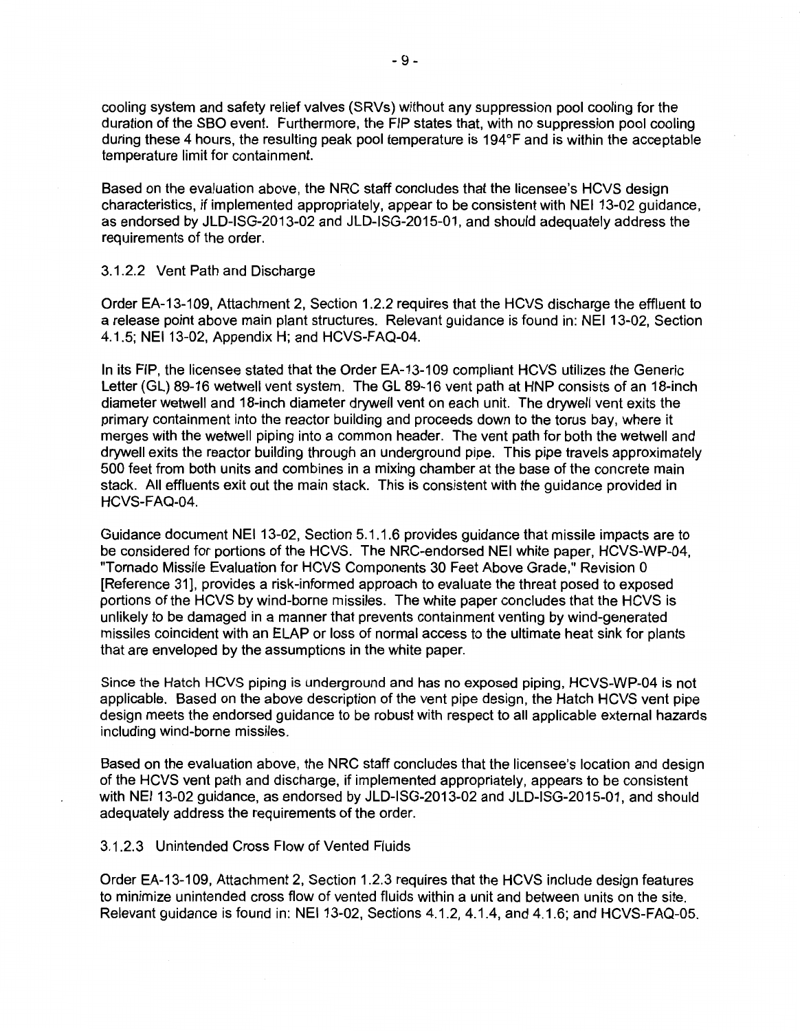cooling system and safety relief valves (SRVs) without any suppression pool cooling for the duration of the SBO event. Furthermore, the FIP states that, with no suppression pool cooling during these 4 hours, the resulting peak pool temperature is 194°F and is within the acceptable temperature limit for containment.

Based on the evaluation above, the NRC staff concludes that the licensee's HCVS design characteristics, if implemented appropriately, appear to be consistent with NEI 13-02 guidance, as endorsed by JLD-ISG-2013-02 and JLD-ISG-2015-01, and should adequately address the requirements of the order.

#### 3.1.2.2 Vent Path and Discharge

Order EA-13-109, Attachment 2, Section 1.2.2 requires that the HCVS discharge the effluent to a release point above main plant structures. Relevant guidance is found in: NEI 13-02, Section 4.1.5; NEI 13-02, Appendix H; and HCVS-FAQ-04.

In its FIP, the licensee stated that the Order EA-13-109 compliant HCVS utilizes the Generic Letter (GL) 89-16 wetwell vent system. The GL 89-16 vent path at HNP consists of an 18-inch diameter wetwell and 18-inch diameter drywell vent on each unit. The drywell vent exits the primary containment into the reactor building and proceeds down to the torus bay, where it merges with the wetwell piping into a common header. The vent path for both the wetwell and drywell exits the reactor building through an underground pipe. This pipe travels approximately 500 feet from both units and combines in a mixing chamber at the base of the concrete main stack. All effluents exit out the main stack. This is consistent with the guidance provided in HCVS-FAQ-04.

Guidance document NEI 13-02, Section 5.1.1.6 provides guidance that missile impacts are to be considered for portions of the HCVS. The NRC-endorsed NEI white paper, HCVS-WP-04, "Tornado Missile Evaluation for HCVS Components 30 Feet Above Grade," Revision 0 [Reference 31], provides a risk-informed approach to evaluate the threat posed to exposed portions of the HCVS by wind-borne missiles. The white paper concludes that the HCVS is unlikely to be damaged in a manner that prevents containment venting by wind-generated missiles coincident with an ELAP or loss of normal access to the ultimate heat sink for plants that are enveloped by the assumptions in the white paper.

Since the Hatch HCVS piping is underground and has no exposed piping, HCVS-WP-04 is not applicable. Based on the above description of the vent pipe design, the Hatch HCVS vent pipe design meets the endorsed guidance to be robust with respect to all applicable external hazards including wind-borne missiles.

Based on the evaluation above, the NRC staff concludes that the licensee's location and design of the HCVS vent path and discharge, if implemented appropriately, appears to be consistent with NEI 13-02 guidance, as endorsed by JLD-ISG-2013-02 and JLD-ISG-2015-01, and should adequately address the requirements of the order.

#### 3.1.2.3 Unintended Cross Flow of Vented Fluids

Order EA-13-109, Attachment 2, Section 1.2.3 requires that the HCVS include design features to minimize unintended cross flow of vented fluids within a unit and between units on the site. Relevant guidance is found in: NEI 13-02, Sections 4.1.2, 4.1.4, and 4.1.6; and HCVS-FAQ-05.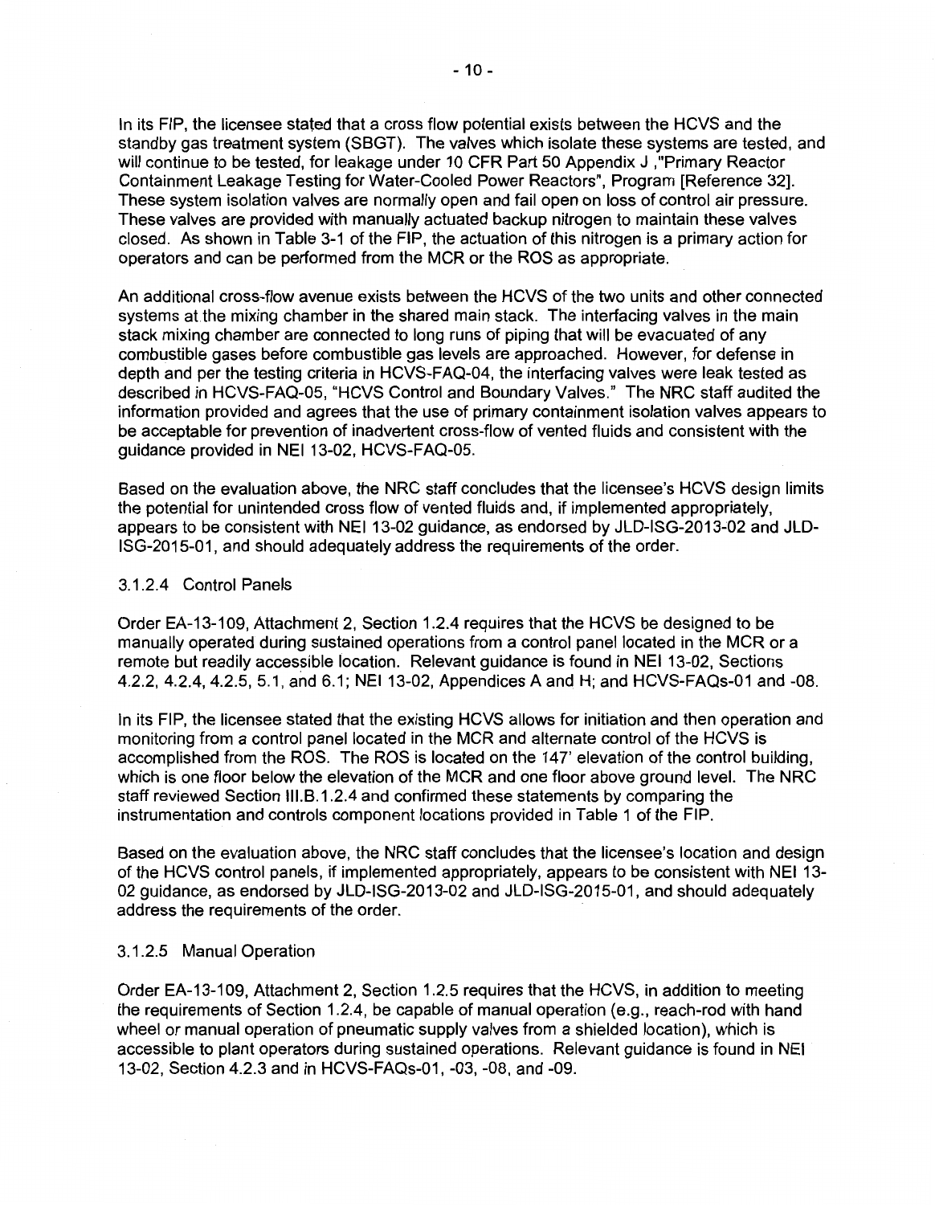In its FIP, the licensee stated that a cross flow potential exists between the HCVS and the standby gas treatment system (SBGT). The valves which isolate these systems are tested, and will continue to be tested, for leakage under 10 CFR Part 50 Appendix J ,"Primary Reactor Containment Leakage Testing for Water-Cooled Power Reactors", Program [Reference 32]. These system isolation valves are normally open and fail open on loss of control air pressure. These valves are provided with manually actuated backup nitrogen to maintain these valves closed. As shown in Table 3-1 of the FIP, the actuation of this nitrogen is a primary action for operators and can be performed from the MCR or the ROS as appropriate.

An additional cross-flow avenue exists between the HCVS of the two units and other connected systems at the mixing chamber in the shared main stack. The interfacing valves in the main stack mixing chamber are connected to long runs of piping that will be evacuated of any combustible gases before combustible gas levels are approached. However, for defense in depth and per the testing criteria in HCVS-FAQ-04, the interfacing valves were leak tested as described in HCVS-FAQ-05, "HCVS Control and Boundary Valves." The NRC staff audited the information provided and agrees that the use of primary containment isolation valves appears to be acceptable for prevention of inadvertent cross-flow of vented fluids and consistent with the guidance provided in NEI 13-02, HCVS-FAQ-05.

Based on the evaluation above, the NRC staff concludes that the licensee's HCVS design limits the potential for unintended cross flow of vented fluids and, if implemented appropriately, appears to be consistent with NEI 13-02 guidance, as endorsed by JLD-ISG-2013-02 and JLD-ISG-2015-01, and should adequately address the requirements of the order.

#### 3.1.2.4 Control Panels

Order EA-13-109, Attachment 2, Section 1.2.4 requires that the HCVS be designed to be manually operated during sustained operations from a control panel located in the MCR or a remote but readily accessible location. Relevant guidance is found in NEI 13-02, Sections 4.2.2, 4.2.4, 4.2.5, 5.1, and 6.1; NEI 13-02, Appendices A and H; and HCVS-FAQs-01 and -08.

In its FIP, the licensee stated that the existing HCVS allows for initiation and then operation and monitoring from a control panel located in the MCR and alternate control of the HCVS is accomplished from the ROS. The ROS is located on the 147' elevation of the control building, which is one floor below the elevation of the MCR and one floor above ground level. The NRC staff reviewed Section III.B.1.2.4 and confirmed these statements by comparing the instrumentation and controls component locations provided in Table 1 of the FIP.

Based on the evaluation above, the NRC staff concludes that the licensee's location and design of the HCVS control panels, if implemented appropriately, appears to be consistent with NEI 13-02 guidance, as endorsed by JLD-ISG-2013-02 and JLD-ISG-2015-01, and should adequately address the requirements of the order.

#### 3.1.2.5 Manual Operation

Order EA-13-109, Attachment 2, Section 1.2.5 requires that the HCVS, in addition to meeting the requirements of Section 1.2.4, be capable of manual operation (e.g., reach-rod with hand wheel or manual operation of pneumatic supply valves from a shielded location), which is accessible to plant operators during sustained operations. Relevant guidance is found in NEI 13-02, Section 4.2.3 and in HCVS-FAQs-01, -03, -08, and -09.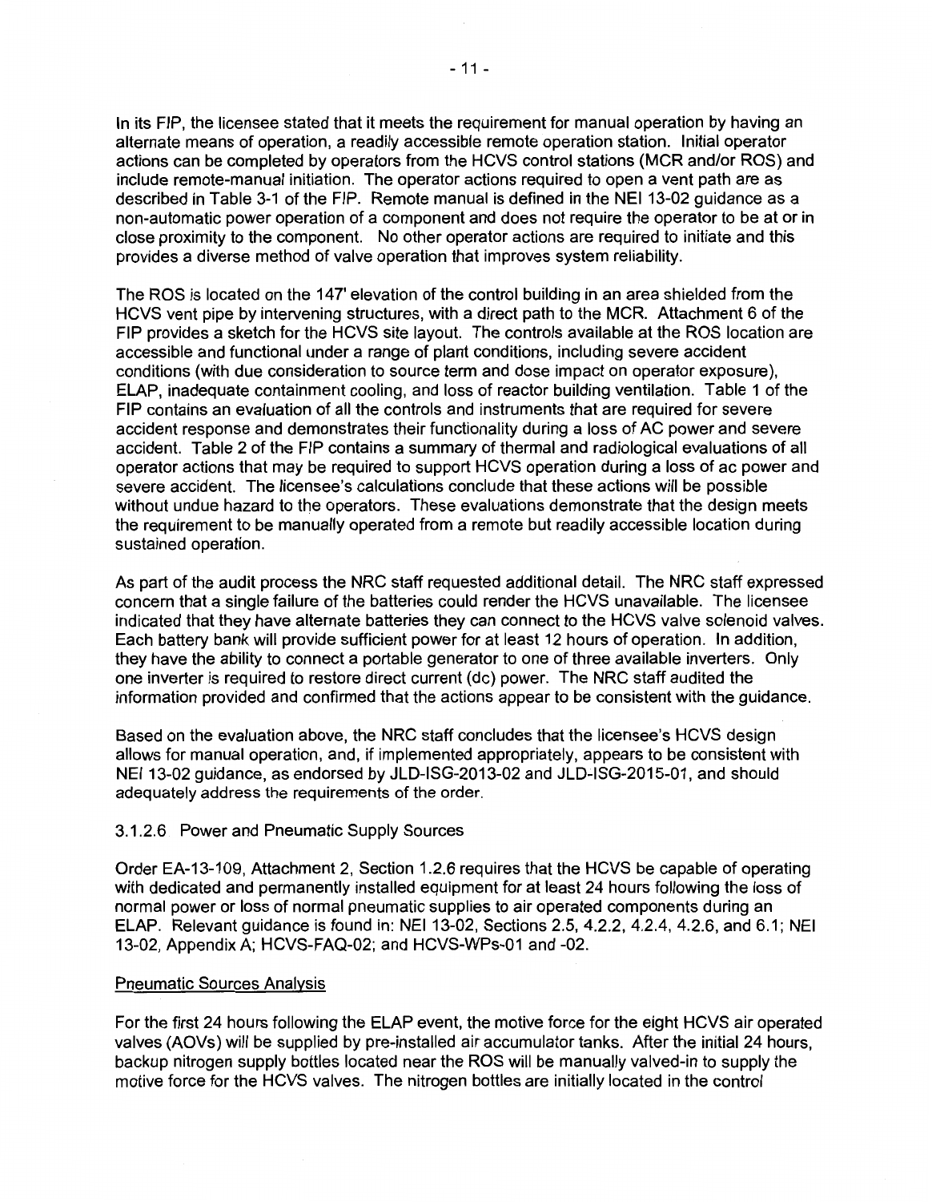In its FIP, the licensee stated that it meets the requirement for manual operation by having an alternate means of operation, a readily accessible remote operation station. Initial operator actions can be completed by operators from the HCVS control stations (MCR and/or ROS) and include remote-manual initiation. The operator actions required to open a vent path are as described in Table 3-1 of the FIP. Remote manual is defined in the NEI 13-02 guidance as a non-automatic power operation of a component and does not require the operator to be at or in close proximity to the component. No other operator actions are required to initiate and this provides a diverse method of valve operation that improves system reliability.

The ROS is located on the 147' elevation of the control building in an area shielded from the HCVS vent pipe by intervening structures, with a direct path to the MCR. Attachment 6 of the FIP provides a sketch for the HCVS site layout. The controls available at the ROS location are accessible and functional under a range of plant conditions, including severe accident conditions (with due consideration to source term and dose impact on operator exposure), ELAP, inadequate containment cooling, and loss of reactor building ventilation. Table 1 of the FIP contains an evaluation of all the controls and instruments that are required for severe accident response and demonstrates their functionality during a loss of AC power and severe accident. Table 2 of the FIP contains a summary of thermal and radiological evaluations of all operator actions that may be required to support HCVS operation during a loss of ac power and severe accident. The licensee's calculations conclude that these actions will be possible without undue hazard to the operators. These evaluations demonstrate that the design meets the requirement to be manually operated from a remote but readily accessible location during sustained operation.

As part of the audit process the NRC staff requested additional detail. The NRC staff expressed concern that a single failure of the batteries could render the HCVS unavailable. The licensee indicated that they have alternate batteries they can connect to the HCVS valve solenoid valves. Each battery bank will provide sufficient power for at least 12 hours of operation. In addition, they have the ability to connect a portable generator to one of three available inverters. Only one inverter is required to restore direct current (dc) power. The NRC staff audited the information provided and confirmed that the actions appear to be consistent with the guidance.

Based on the evaluation above, the NRC staff concludes that the licensee's HCVS design allows for manual operation, and, if implemented appropriately, appears to be consistent with NEI 13-02 guidance, as endorsed by JLD-ISG-2013-02 and JLD-ISG-2015-01, and should adequately address the requirements of the order.

3.1.2.6 Power and Pneumatic Supply Sources

Order EA-13-109, Attachment 2, Section 1.2.6 requires that the HCVS be capable of operating with dedicated and permanently installed equipment for at least 24 hours following the loss of normal power or loss of normal pneumatic supplies to air operated components during an ELAP. Relevant guidance is found in: NEI 13-02, Sections 2.5, 4.2.2, 4.2.4, 4.2.6, and 6.1; NEI 13-02, Appendix A; HCVS-FAQ-02; and HCVS-WPs-01 and -02.

Pneumatic Sources Analysis

For the first 24 hours following the ELAP event, the motive force for the eight HCVS air operated valves (AOVs) will be supplied by pre-installed air accumulator tanks. After the initial 24 hours, backup nitrogen supply bottles located near the ROS will be manually valved-in to supply the motive force for the HCVS valves. The nitrogen bottles are initially located in the control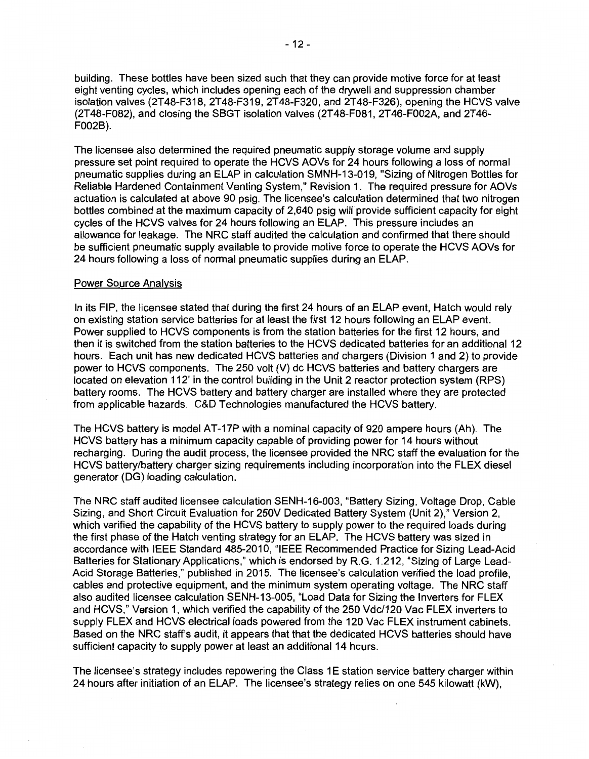building. These bottles have been sized such that they can provide motive force for at least eight venting cycles, which includes opening each of the drywell and suppression chamber isolation valves (2T48-F318, 2T48-F319, 2T48-F320, and 2T48-F326), opening the HCVS valve (2T48-F082), and closing the SBGT isolation valves (2T48-F081, 2T46-F002A, and 2T46-F002B).

The licensee also determined the required pneumatic supply storage volume and supply pressure set point required to operate the HCVS AOVs for 24 hours following a loss of normal pneumatic supplies during an ELAP in calculation SMNH-13-019, "Sizing of Nitrogen Bottles for Reliable Hardened Containment Venting System," Revision 1. The required pressure for AOVs actuation is calculated at above 90 psig. The licensee's calculation determined that two nitrogen bottles combined at the maximum capacity of 2,640 psig will provide sufficient capacity for eight cycles of the HCVS valves for 24 hours following an ELAP. This pressure includes an allowance for leakage. The NRC staff audited the calculation and confirmed that there should be sufficient pneumatic supply available to provide motive force to operate the HCVS AOVs for 24 hours following a loss of normal pneumatic supplies during an ELAP.

Power Source Analysis

In its FIP, the licensee stated that during the first 24 hours of an ELAP event, Hatch would rely on existing station service batteries for at least the first 12 hours following an ELAP event. Power supplied to HCVS components is from the station batteries for the first 12 hours, and then it is switched from the station batteries to the HCVS dedicated batteries for an additional 12 hours. Each unit has new dedicated HCVS batteries and chargers (Division 1 and 2) to provide power to HCVS components. The 250 volt (V) dc HCVS batteries and battery chargers are located on elevation 112' in the control building in the Unit 2 reactor protection system (RPS) battery rooms. The HCVS battery and battery charger are installed where they are protected from applicable hazards. C&D Technologies manufactured the HCVS battery.

The HCVS battery is model AT-17P with a nominal capacity of 920 ampere hours (Ah). The HCVS battery has a minimum capacity capable of providing power for 14 hours without recharging. During the audit process, the licensee provided the NRC staff the evaluation for the HCVS battery/battery charger sizing requirements including incorporation into the FLEX diesel generator (DG) loading calculation.

The NRC staff audited licensee calculation SENH-16-003, "Battery Sizing, Voltage Drop, Cable Sizing, and Short Circuit Evaluation for 250V Dedicated Battery System (Unit 2)," Version 2, which verified the capability of the HCVS battery to supply power to the required loads during the first phase of the Hatch venting strategy for an ELAP. The HCVS battery was sized in accordance with IEEE Standard 485-2010, "IEEE Recommended Practice for Sizing Lead-Acid Batteries for Stationary Applications," which is endorsed by R.G. 1.212, "Sizing of Large Lead-Acid Storage Batteries," published in 2015. The licensee's calculation verified the load profile, cables and protective equipment, and the minimum system operating voltage. The NRC staff also audited licensee calculation SENH-13-005, "Load Data for Sizing the Inverters for FLEX and HCVS," Version 1, which verified the capability of the 250 Vdc/120 Vac FLEX inverters to supply FLEX and HCVS electrical loads powered from the 120 Vac FLEX instrument cabinets. Based on the NRC staff's audit, it appears that that the dedicated HCVS batteries should have sufficient capacity to supply power at least an additional 14 hours.

The licensee's strategy includes repowering the Class 1E station service battery charger within 24 hours after initiation of an ELAP. The licensee's strategy relies on one 545 kilowatt (kW),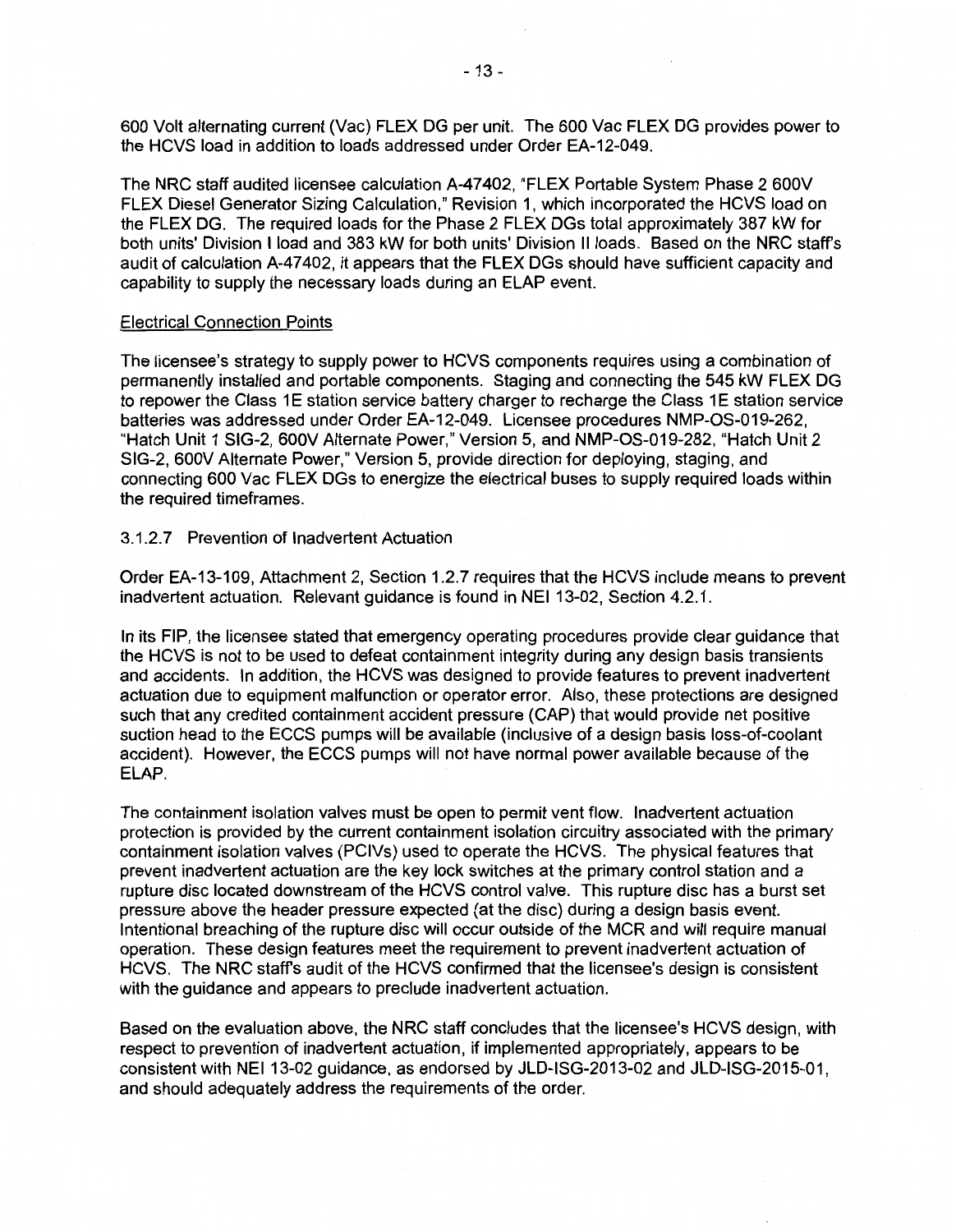600 Volt alternating current (Vac) FLEX DG per unit. The 600 Vac FLEX DG provides power to the HCVS load in addition to loads addressed under Order EA-12-049.

The NRC staff audited licensee calculation A-47402, "FLEX Portable System Phase 2 600V FLEX Diesel Generator Sizing Calculation," Revision 1, which incorporated the HCVS load on the FLEX DG. The required loads for the Phase 2 FLEX DGs total approximately 387 kW for both units' Division I load and 383 kW for both units' Division II loads. Based on the NRC staff's audit of calculation A-47402, it appears that the FLEX DGs should have sufficient capacity and capability to supply the necessary loads during an ELAP event.

Electrical Connection Points

The licensee's strategy to supply power to HCVS components requires using a combination of permanently installed and portable components. Staging and connecting the 545 kW FLEX DG to repower the Class 1E station service battery charger to recharge the Class 1E station service batteries was addressed under Order EA-12-049. Licensee procedures NMP-OS-019-262, "Hatch Unit 1 SIG-2, 600V Alternate Power," Version 5, and NMP-OS-019-282, "Hatch Unit 2 SIG-2, 600V Alternate Power," Version 5, provide direction for deploying, staging, and connecting 600 Vac FLEX DGs to energize the electrical buses to supply required loads within the required timeframes.

### 3.1.2.7 Prevention of Inadvertent Actuation

Order EA-13-109, Attachment 2, Section 1.2.7 requires that the HCVS include means to prevent inadvertent actuation. Relevant guidance is found in NEI 13-02, Section 4.2.1.

In its FIP, the licensee stated that emergency operating procedures provide clear guidance that the HCVS is not to be used to defeat containment integrity during any design basis transients and accidents. In addition, the HCVS was designed to provide features to prevent inadvertent actuation due to equipment malfunction or operator error. Also, these protections are designed such that any credited containment accident pressure (CAP) that would provide net positive suction head to the ECCS pumps will be available (inclusive of a design basis loss-of-coolant accident). However, the ECCS pumps will not have normal power available because of the ELAP.

The containment isolation valves must be open to permit vent flow. Inadvertent actuation protection is provided by the current containment isolation circuitry associated with the primary containment isolation valves (PCIVs) used to operate the HCVS. The physical features that prevent inadvertent actuation are the key lock switches at the primary control station and a rupture disc located downstream of the HCVS control valve. This rupture disc has a burst set pressure above the header pressure expected (at the disc) during a design basis event. Intentional breaching of the rupture disc will occur outside of the MCR and will require manual operation. These design features meet the requirement to prevent inadvertent actuation of HCVS. The NRC staff's audit of the HCVS confirmed that the licensee's design is consistent with the guidance and appears to preclude inadvertent actuation.

Based on the evaluation above, the NRC staff concludes that the licensee's HCVS design, with respect to prevention of inadvertent actuation, if implemented appropriately, appears to be consistent with NEI 13-02 guidance, as endorsed by JLD-ISG-2013-02 and JLD-ISG-2015-01, and should adequately address the requirements of the order.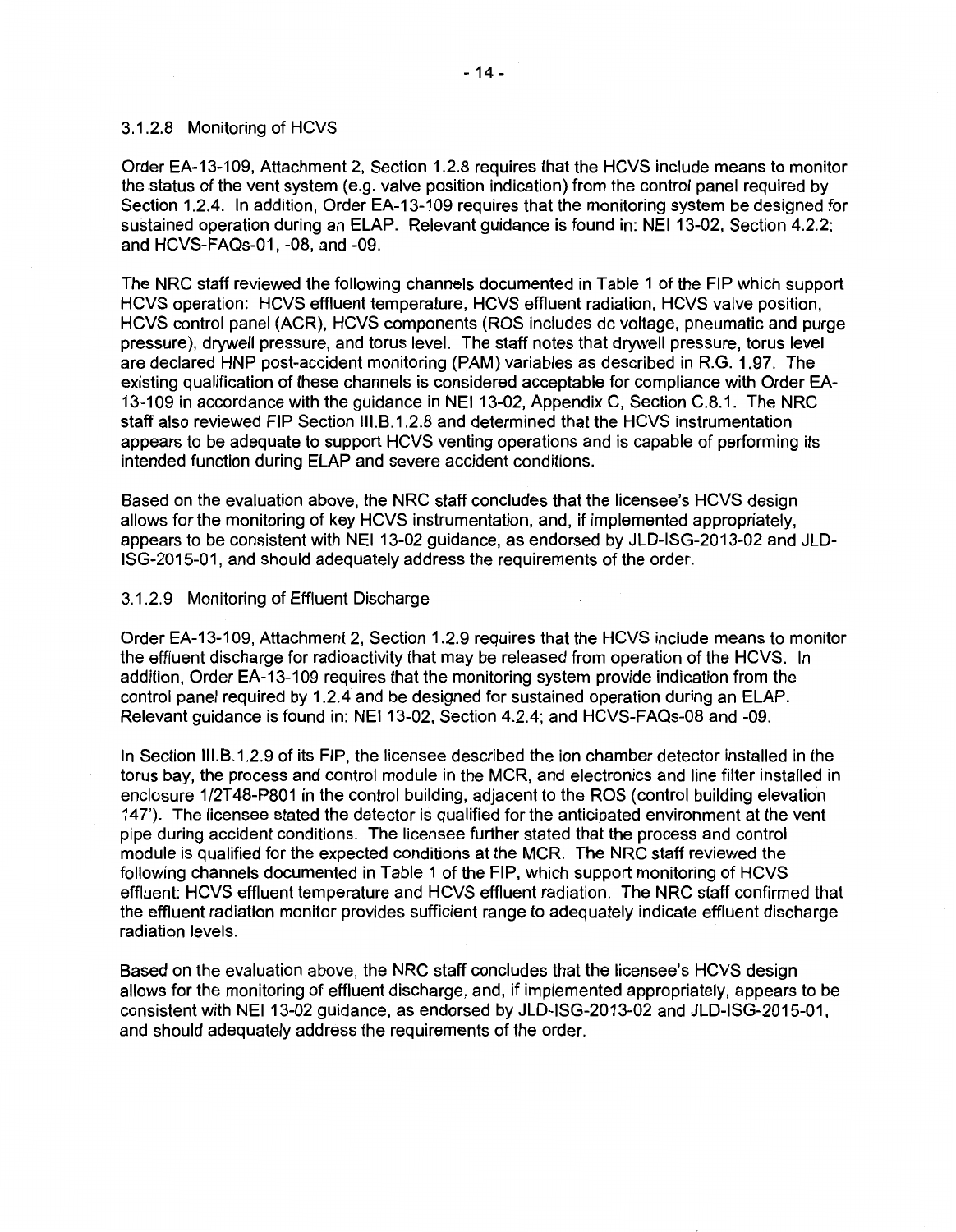#### 3.1.2.8 Monitoring of HCVS

Order EA-13-109, Attachment 2, Section 1.2.8 requires that the HCVS include means to monitor the status of the vent system (e.g. valve position indication) from the control panel required by Section 1.2.4. In addition, Order EA-13-109 requires that the monitoring system be designed for sustained operation during an ELAP. Relevant guidance is found in: NEI 13-02, Section 4.2.2; and HCVS-FAQs-01, -08, and -09.

The NRC staff reviewed the following channels documented in Table 1 of the FIP which support HCVS operation: HCVS effluent temperature, HCVS effluent radiation, HCVS valve position, HCVS control panel (ACR), HCVS components (ROS includes dc voltage, pneumatic and purge pressure), drywell pressure, and torus level. The staff notes that drywell pressure, torus level are declared HNP post-accident monitoring (PAM) variables as described in R.G. 1.97. The existing qualification of these channels is considered acceptable for compliance with Order EA-13-109 in accordance with the guidance in NEI 13-02, Appendix C, Section C.8.1. The NRC staff also reviewed FIP Section III.B.1.2.8 and determined that the HCVS instrumentation appears to be adequate to support HCVS venting operations and is capable of performing its intended function during ELAP and severe accident conditions.

Based on the evaluation above, the NRC staff concludes that the licensee's HCVS design allows for the monitoring of key HCVS instrumentation, and, if implemented appropriately, appears to be consistent with NEI 13-02 guidance, as endorsed by JLD-ISG-2013-02 and JLD-ISG-2015-01, and should adequately address the requirements of the order.

#### 3.1.2.9 Monitoring of Effluent Discharge

Order EA-13-109, Attachment 2, Section 1.2.9 requires that the HCVS include means to monitor the effluent discharge for radioactivity that may be released from operation of the HCVS. In addition, Order EA-13-109 requires that the monitoring system provide indication from the control panel required by 1.2.4 and be designed for sustained operation during an ELAP. Relevant guidance is found in: NEI 13-02, Section 4.2.4; and HCVS-FAQs-08 and -09.

In Section III.B.1.2.9 of its FIP, the licensee described the ion chamber detector installed in the torus bay, the process and control module in the MCR, and electronics and line filter installed in enclosure 1/2T48-P801 in the control building, adjacent to the ROS (control building elevation 147'). The licensee stated the detector is qualified for the anticipated environment at the vent pipe during accident conditions. The licensee further stated that the process and control module is qualified for the expected conditions at the MCR. The NRC staff reviewed the following channels documented in Table 1 of the FIP, which support monitoring of HCVS effluent: HCVS effluent temperature and HCVS effluent radiation. The NRC staff confirmed that the effluent radiation monitor provides sufficient range to adequately indicate effluent discharge radiation levels.

Based on the evaluation above, the NRC staff concludes that the licensee's HCVS design allows for the monitoring of effluent discharge, and, if implemented appropriately, appears to be consistent with NEI 13-02 guidance, as endorsed by JLD-ISG-2013-02 and JLD-ISG-2015-01, and should adequately address the requirements of the order.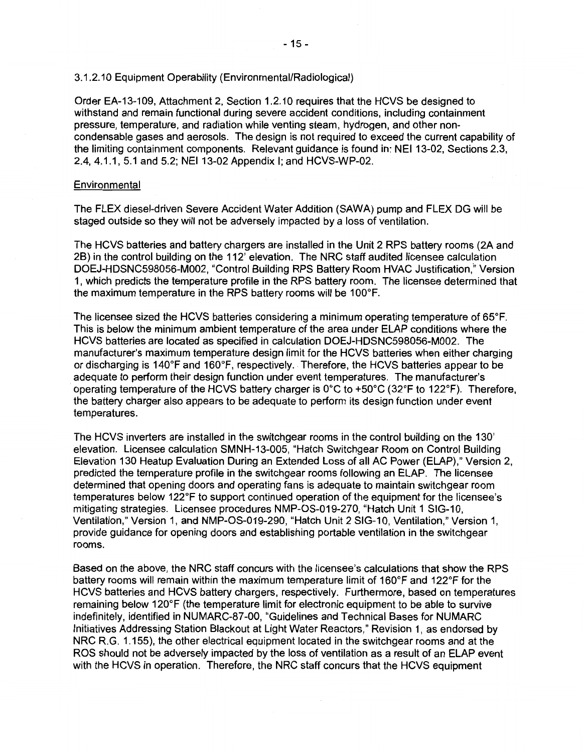### 3.1.2.10 Equipment Operability (Environmental/Radiological)

Order EA-13-109, Attachment 2, Section 1.2.10 requires that the HCVS be designed to withstand and remain functional during severe accident conditions, including containment pressure, temperature, and radiation while venting steam, hydrogen, and other non-condensable gases and aerosols. The design is not required to exceed the current capability of the limiting containment components. Relevant guidance is found in: NEI 13-02, Sections 2.3, 2.4, 4.1.1, 5.1 and 5.2; NEI 13-02 Appendix I; and HCVS-WP-02.

Environmental

The FLEX diesel-driven Severe Accident Water Addition (SAWA) pump and FLEX DG will be staged outside so they will not be adversely impacted by a loss of ventilation.

The HCVS batteries and battery chargers are installed in the Unit 2 RPS battery rooms (2A and 2B) in the control building on the 112' elevation. The NRC staff audited licensee calculation DOEJ-HDSNC598056-M002, "Control Building RPS Battery Room HVAC Justification," Version 1, which predicts the temperature profile in the RPS battery room. The licensee determined that the maximum temperature in the RPS battery rooms will be 100°F.

The licensee sized the HCVS batteries considering a minimum operating temperature of 65°F. This is below the minimum ambient temperature of the area under ELAP conditions where the HCVS batteries are located as specified in calculation DOEJ-HDSNC598056-M002. The manufacturer's maximum temperature design limit for the HCVS batteries when either charging or discharging is 140°F and 160°F, respectively. Therefore, the HCVS batteries appear to be adequate to perform their design function under event temperatures. The manufacturer's operating temperature of the HCVS battery charger is 0°C to +50°C (32°F to 122°F). Therefore, the battery charger also appears to be adequate to perform its design function under event temperatures.

The HCVS inverters are installed in the switchgear rooms in the control building on the 130' elevation. Licensee calculation SMNH-13-005, "Hatch Switchgear Room on Control Building Elevation 130 Heatup Evaluation During an Extended Loss of all AC Power (ELAP)," Version 2, predicted the temperature profile in the switchgear rooms following an ELAP. The licensee determined that opening doors and operating fans is adequate to maintain switchgear room temperatures below 122°F to support continued operation of the equipment for the licensee's mitigating strategies. Licensee procedures NMP-OS-019-270, "Hatch Unit 1 SIG-10, Ventilation," Version 1, and NMP-OS-019-290, "Hatch Unit 2 SIG-10, Ventilation," Version 1, provide guidance for opening doors and establishing portable ventilation in the switchgear rooms.

Based on the above, the NRC staff concurs with the licensee's calculations that show the RPS battery rooms will remain within the maximum temperature limit of 160°F and 122°F for the HCVS batteries and HCVS battery chargers, respectively. Furthermore, based on temperatures remaining below 120°F (the temperature limit for electronic equipment to be able to survive indefinitely, identified in NUMARC-87-00, "Guidelines and Technical Bases for NUMARC Initiatives Addressing Station Blackout at Light Water Reactors," Revision 1, as endorsed by NRC R.G. 1.155), the other electrical equipment located in the switchgear rooms and at the ROS should not be adversely impacted by the loss of ventilation as a result of an ELAP event with the HCVS in operation. Therefore, the NRC staff concurs that the HCVS equipment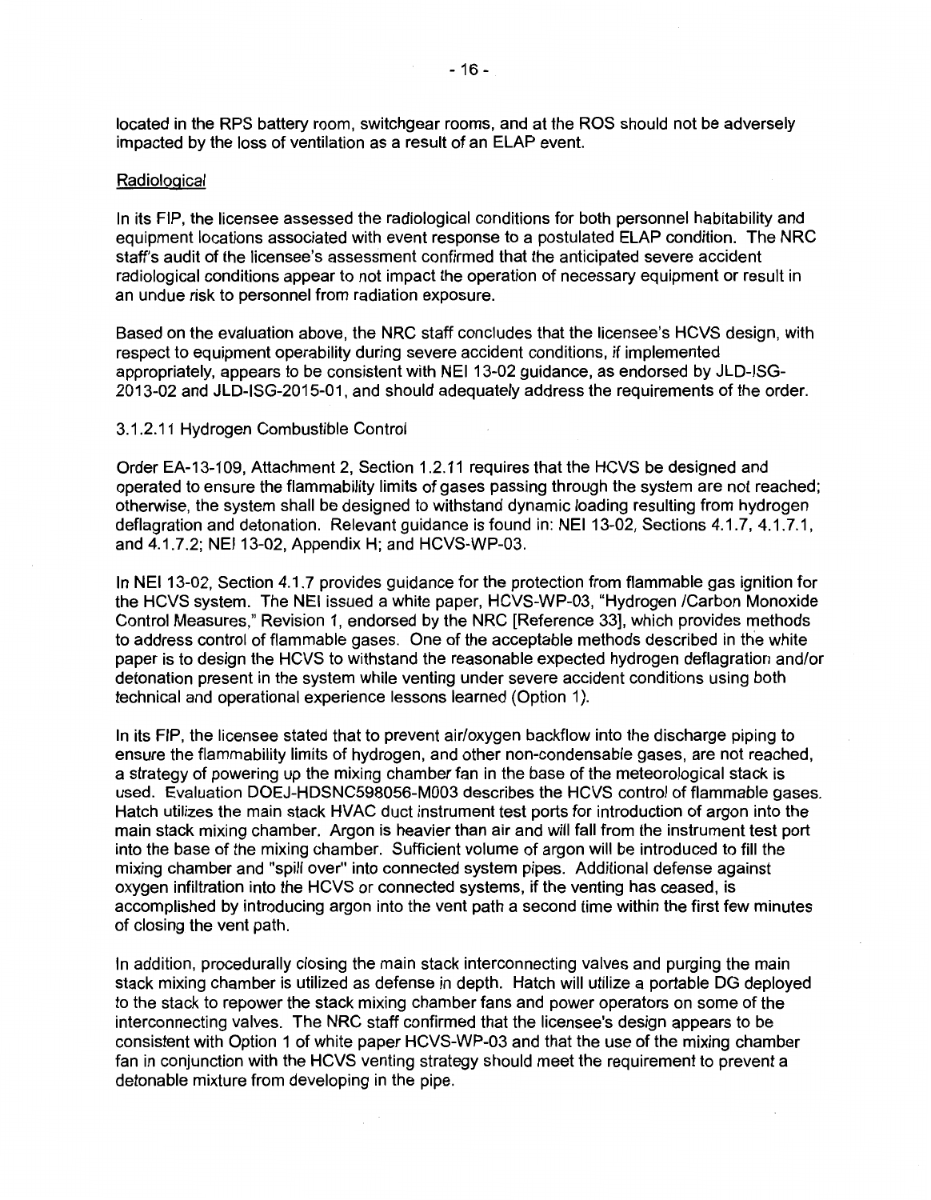located in the RPS battery room, switchgear rooms, and at the ROS should not be adversely impacted by the loss of ventilation as a result of an ELAP event.

*Radiological*

In its FIP, the licensee assessed the radiological conditions for both personnel habitability and equipment locations associated with event response to a postulated ELAP condition. The NRC staff's audit of the licensee's assessment confirmed that the anticipated severe accident radiological conditions appear to not impact the operation of necessary equipment or result in an undue risk to personnel from radiation exposure.

Based on the evaluation above, the NRC staff concludes that the licensee's HCVS design, with respect to equipment operability during severe accident conditions, if implemented appropriately, appears to be consistent with NEI 13-02 guidance, as endorsed by JLD-ISG-2013-02 and JLD-ISG-2015-01, and should adequately address the requirements of the order.

3.1.2.11 Hydrogen Combustible Control

Order EA-13-109, Attachment 2, Section 1.2.11 requires that the HCVS be designed and operated to ensure the flammability limits of gases passing through the system are not reached; otherwise, the system shall be designed to withstand dynamic loading resulting from hydrogen deflagration and detonation. Relevant guidance is found in: NEI 13-02, Sections 4.1.7, 4.1.7.1, and 4.1.7.2; NEI 13-02, Appendix H; and HCVS-WP-03.

In NEI 13-02, Section 4.1.7 provides guidance for the protection from flammable gas ignition for the HCVS system. The NEI issued a white paper, HCVS-WP-03, "Hydrogen /Carbon Monoxide Control Measures," Revision 1, endorsed by the NRC [Reference 33], which provides methods to address control of flammable gases. One of the acceptable methods described in the white paper is to design the HCVS to withstand the reasonable expected hydrogen deflagration and/or detonation present in the system while venting under severe accident conditions using both technical and operational experience lessons learned (Option 1).

In its FIP, the licensee stated that to prevent air/oxygen backflow into the discharge piping to ensure the flammability limits of hydrogen, and other non-condensable gases, are not reached, a strategy of powering up the mixing chamber fan in the base of the meteorological stack is used. Evaluation DOEJ-HDSNC598056-M003 describes the HCVS control of flammable gases. Hatch utilizes the main stack HVAC duct instrument test ports for introduction of argon into the main stack mixing chamber. Argon is heavier than air and will fall from the instrument test port into the base of the mixing chamber. Sufficient volume of argon will be introduced to fill the mixing chamber and "spill over" into connected system pipes. Additional defense against oxygen infiltration into the HCVS or connected systems, if the venting has ceased, is accomplished by introducing argon into the vent path a second time within the first few minutes of closing the vent path.

In addition, procedurally closing the main stack interconnecting valves and purging the main stack mixing chamber is utilized as defense in depth. Hatch will utilize a portable DG deployed to the stack to repower the stack mixing chamber fans and power operators on some of the interconnecting valves. The NRC staff confirmed that the licensee's design appears to be consistent with Option 1 of white paper HCVS-WP-03 and that the use of the mixing chamber fan in conjunction with the HCVS venting strategy should meet the requirement to prevent a detonable mixture from developing in the pipe.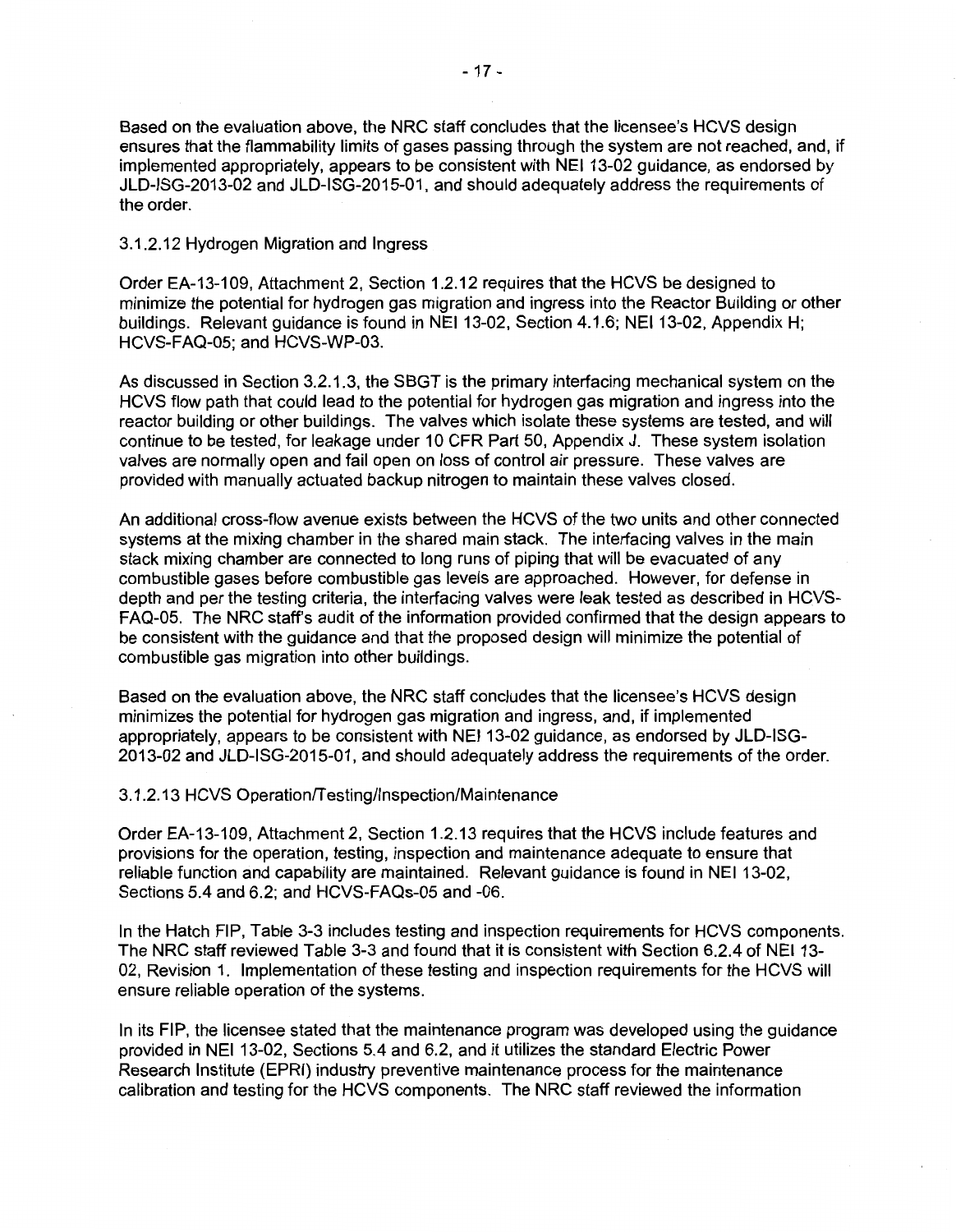Based on the evaluation above, the NRC staff concludes that the licensee's HCVS design ensures that the flammability limits of gases passing through the system are not reached, and, if implemented appropriately, appears to be consistent with NEI 13-02 guidance, as endorsed by JLD-ISG-2013-02 and JLD-ISG-2015-01, and should adequately address the requirements of the order.

#### 3.1.2.12 Hydrogen Migration and Ingress

Order EA-13-109, Attachment 2, Section 1.2.12 requires that the HCVS be designed to minimize the potential for hydrogen gas migration and ingress into the Reactor Building or other buildings. Relevant guidance is found in NEI 13-02, Section 4.1.6; NEI 13-02, Appendix H; HCVS-FAQ-05; and HCVS-WP-03.

As discussed in Section 3.2.1.3, the SBGT is the primary interfacing mechanical system on the HCVS flow path that could lead to the potential for hydrogen gas migration and ingress into the reactor building or other buildings. The valves which isolate these systems are tested, and will continue to be tested, for leakage under 10 CFR Part 50, Appendix J. These system isolation valves are normally open and fail open on loss of control air pressure. These valves are provided with manually actuated backup nitrogen to maintain these valves closed.

An additional cross-flow avenue exists between the HCVS of the two units and other connected systems at the mixing chamber in the shared main stack. The interfacing valves in the main stack mixing chamber are connected to long runs of piping that will be evacuated of any combustible gases before combustible gas levels are approached. However, for defense in depth and per the testing criteria, the interfacing valves were leak tested as described in HCVS-FAQ-05. The NRC staff's audit of the information provided confirmed that the design appears to be consistent with the guidance and that the proposed design will minimize the potential of combustible gas migration into other buildings.

Based on the evaluation above, the NRC staff concludes that the licensee's HCVS design minimizes the potential for hydrogen gas migration and ingress, and, if implemented appropriately, appears to be consistent with NEI 13-02 guidance, as endorsed by JLD-ISG-2013-02 and JLD-ISG-2015-01, and should adequately address the requirements of the order.

#### 3.1.2.13 HCVS Operation/Testing/Inspection/Maintenance

Order EA-13-109, Attachment 2, Section 1.2.13 requires that the HCVS include features and provisions for the operation, testing, inspection and maintenance adequate to ensure that reliable function and capability are maintained. Relevant guidance is found in NEI 13-02, Sections 5.4 and 6.2; and HCVS-FAQs-05 and -06.

In the Hatch FIP, Table 3-3 includes testing and inspection requirements for HCVS components. The NRC staff reviewed Table 3-3 and found that it is consistent with Section 6.2.4 of NEI 13-02, Revision 1. Implementation of these testing and inspection requirements for the HCVS will ensure reliable operation of the systems.

In its FIP, the licensee stated that the maintenance program was developed using the guidance provided in NEI 13-02, Sections 5.4 and 6.2, and it utilizes the standard Electric Power Research Institute (EPRI) industry preventive maintenance process for the maintenance calibration and testing for the HCVS components. The NRC staff reviewed the information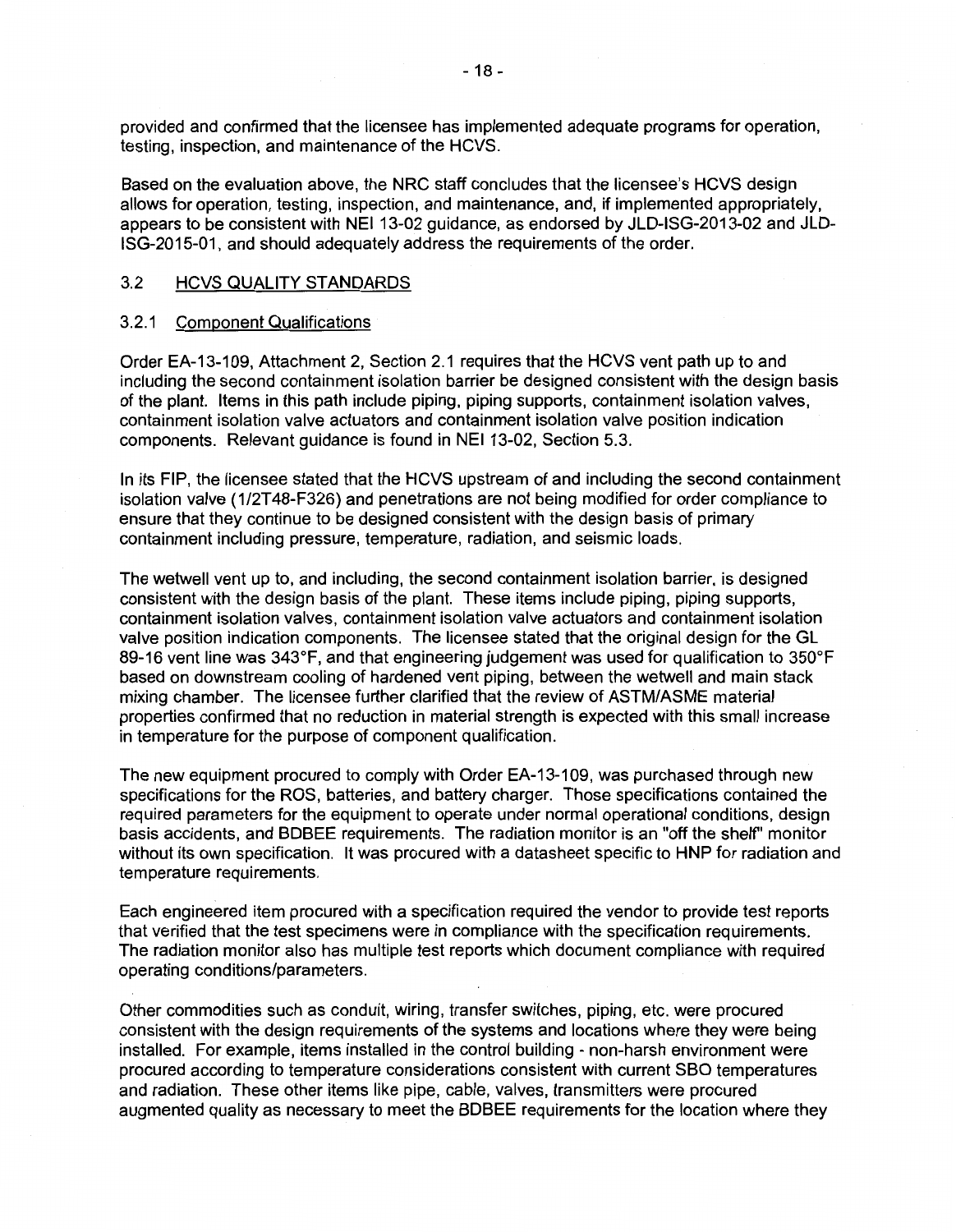provided and confirmed that the licensee has implemented adequate programs for operation, testing, inspection, and maintenance of the HCVS.

Based on the evaluation above, the NRC staff concludes that the licensee's HCVS design allows for operation, testing, inspection, and maintenance, and, if implemented appropriately, appears to be consistent with NEI 13-02 guidance, as endorsed by JLD-ISG-2013-02 and JLD-ISG-2015-01, and should adequately address the requirements of the order.

## 3.2 HCVS QUALITY STANDARDS

### 3.2.1 Component Qualifications

Order EA-13-109, Attachment 2, Section 2.1 requires that the HCVS vent path up to and including the second containment isolation barrier be designed consistent with the design basis of the plant. Items in this path include piping, piping supports, containment isolation valves, containment isolation valve actuators and containment isolation valve position indication components. Relevant guidance is found in NEI 13-02, Section 5.3.

In its FIP, the licensee stated that the HCVS upstream of and including the second containment isolation valve (1/2T48-F326) and penetrations are not being modified for order compliance to ensure that they continue to be designed consistent with the design basis of primary containment including pressure, temperature, radiation, and seismic loads.

The wetwell vent up to, and including, the second containment isolation barrier, is designed consistent with the design basis of the plant. These items include piping, piping supports, containment isolation valves, containment isolation valve actuators and containment isolation valve position indication components. The licensee stated that the original design for the GL 89-16 vent line was 343°F, and that engineering judgement was used for qualification to 350°F based on downstream cooling of hardened vent piping, between the wetwell and main stack mixing chamber. The licensee further clarified that the review of ASTM/ASME material properties confirmed that no reduction in material strength is expected with this small increase in temperature for the purpose of component qualification.

The new equipment procured to comply with Order EA-13-109, was purchased through new specifications for the ROS, batteries, and battery charger. Those specifications contained the required parameters for the equipment to operate under normal operational conditions, design basis accidents, and BDBEE requirements. The radiation monitor is an "off the shelf" monitor without its own specification. It was procured with a datasheet specific to HNP for radiation and temperature requirements.

Each engineered item procured with a specification required the vendor to provide test reports that verified that the test specimens were in compliance with the specification requirements. The radiation monitor also has multiple test reports which document compliance with required operating conditions/parameters.

Other commodities such as conduit, wiring, transfer switches, piping, etc. were procured consistent with the design requirements of the systems and locations where they were being installed. For example, items installed in the control building - non-harsh environment were procured according to temperature considerations consistent with current SBO temperatures and radiation. These other items like pipe, cable, valves, transmitters were procured augmented quality as necessary to meet the BDBEE requirements for the location where they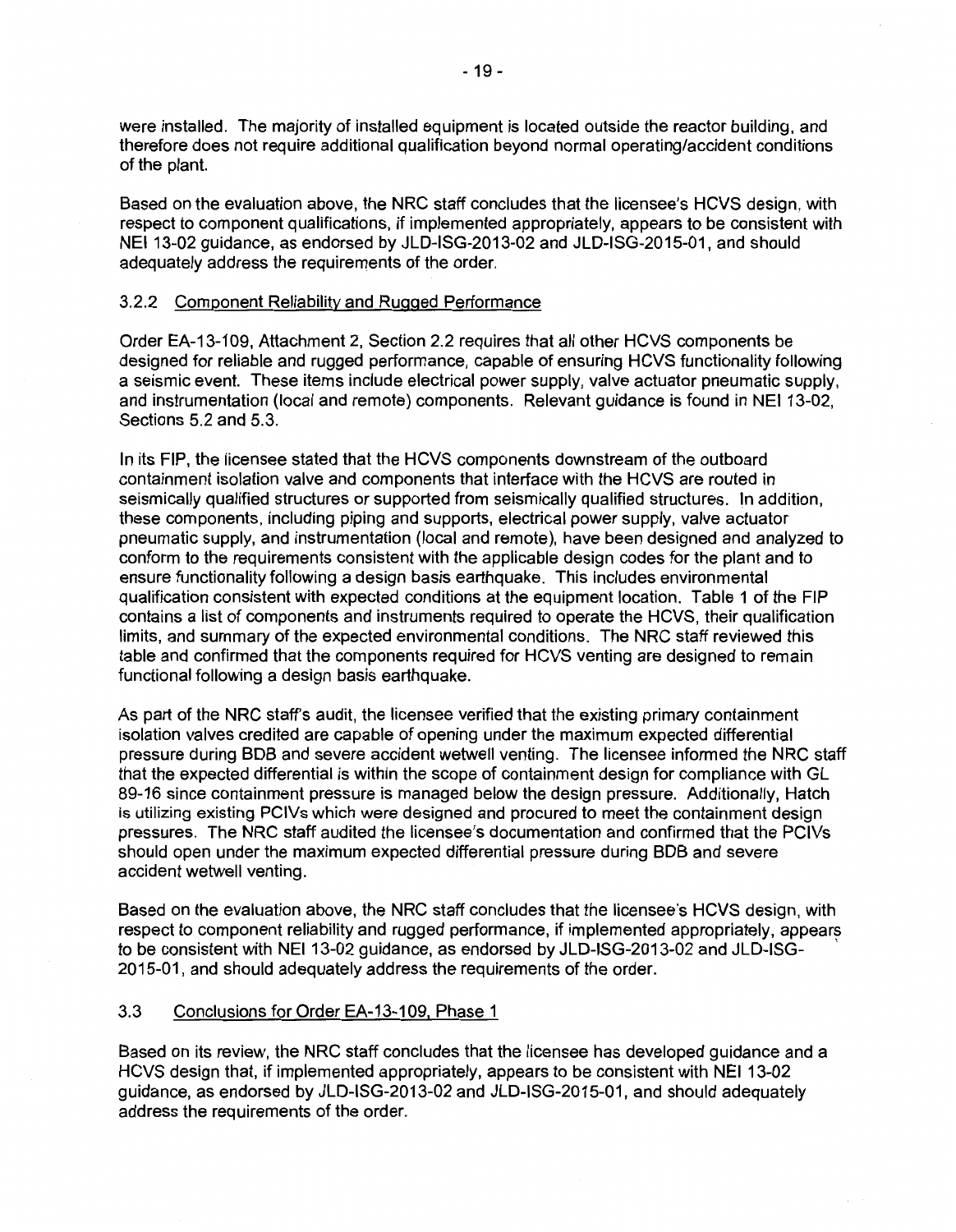were installed. The majority of installed equipment is located outside the reactor building, and therefore does not require additional qualification beyond normal operating/accident conditions of the plant.

Based on the evaluation above, the NRC staff concludes that the licensee's HCVS design, with respect to component qualifications, if implemented appropriately, appears to be consistent with NEI 13-02 guidance, as endorsed by JLD-ISG-2013-02 and JLD-ISG-2015-01, and should adequately address the requirements of the order.

### 3.2.2 Component Reliability and Rugged Performance

Order EA-13-109, Attachment 2, Section 2.2 requires that all other HCVS components be designed for reliable and rugged performance, capable of ensuring HCVS functionality following a seismic event. These items include electrical power supply, valve actuator pneumatic supply, and instrumentation (local and remote) components. Relevant guidance is found in NEI 13-02, Sections 5.2 and 5.3.

In its FIP, the licensee stated that the HCVS components downstream of the outboard containment isolation valve and components that interface with the HCVS are routed in seismically qualified structures or supported from seismically qualified structures. In addition, these components, including piping and supports, electrical power supply, valve actuator pneumatic supply, and instrumentation (local and remote), have been designed and analyzed to conform to the requirements consistent with the applicable design codes for the plant and to ensure functionality following a design basis earthquake. This includes environmental qualification consistent with expected conditions at the equipment location. Table 1 of the FIP contains a list of components and instruments required to operate the HCVS, their qualification limits, and summary of the expected environmental conditions. The NRC staff reviewed this table and confirmed that the components required for HCVS venting are designed to remain functional following a design basis earthquake.

As part of the NRC staff's audit, the licensee verified that the existing primary containment isolation valves credited are capable of opening under the maximum expected differential pressure during BDB and severe accident wetwell venting. The licensee informed the NRC staff that the expected differential is within the scope of containment design for compliance with GL 89-16 since containment pressure is managed below the design pressure. Additionally, Hatch is utilizing existing PCIVs which were designed and procured to meet the containment design pressures. The NRC staff audited the licensee's documentation and confirmed that the PCIVs should open under the maximum expected differential pressure during BDB and severe accident wetwell venting.

Based on the evaluation above, the NRC staff concludes that the licensee's HCVS design, with respect to component reliability and rugged performance, if implemented appropriately, appears to be consistent with NEI 13-02 guidance, as endorsed by JLD-ISG-2013-02 and JLD-ISG-2015-01, and should adequately address the requirements of the order.

## 3.3 Conclusions for Order EA-13-109, Phase 1

Based on its review, the NRC staff concludes that the licensee has developed guidance and a HCVS design that, if implemented appropriately, appears to be consistent with NEI 13-02 guidance, as endorsed by JLD-ISG-2013-02 and JLD-ISG-2015-01, and should adequately address the requirements of the order.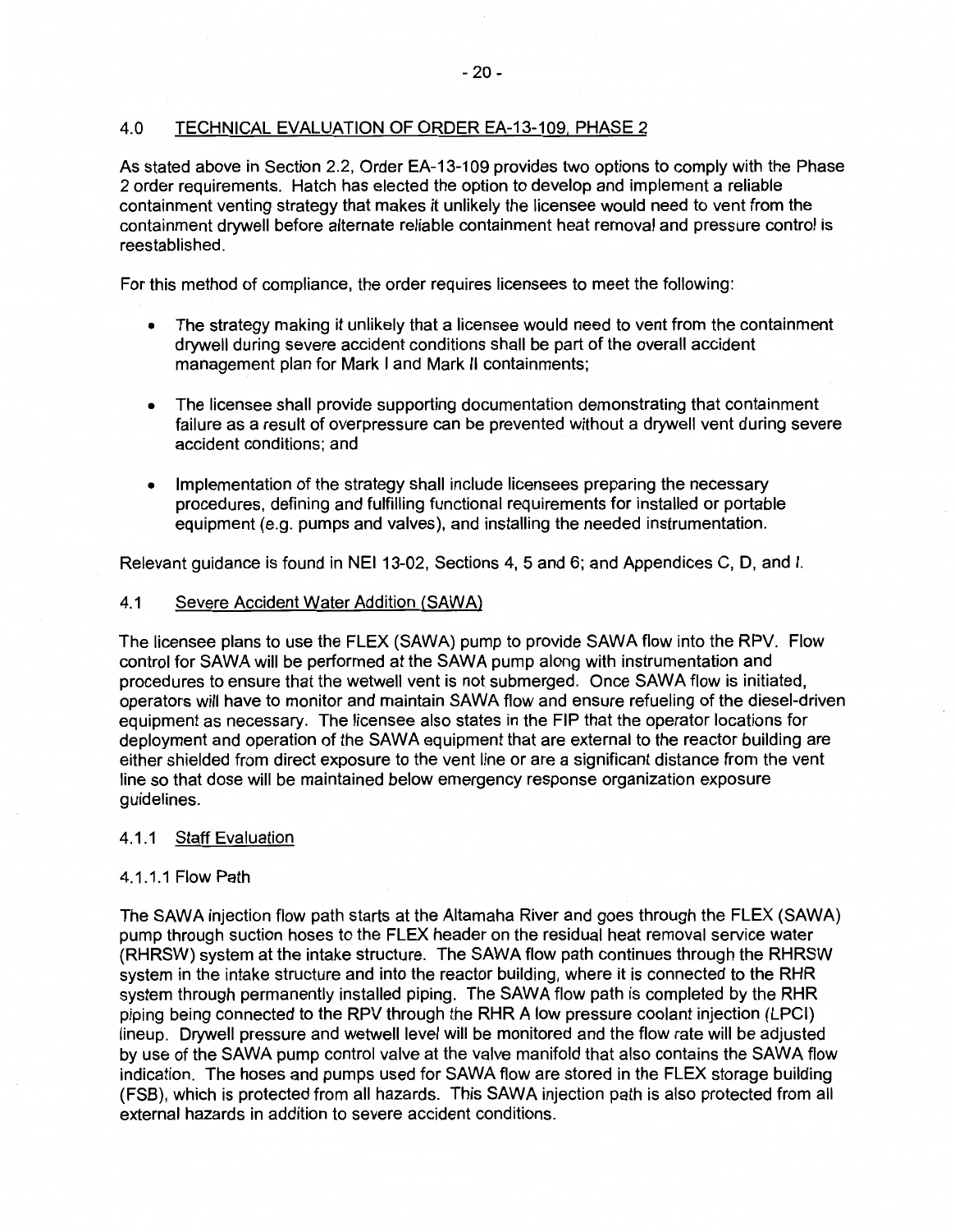## 4.0 TECHNICAL EVALUATION OF ORDER EA-13-109, PHASE 2

As stated above in Section 2.2, Order EA-13-109 provides two options to comply with the Phase 2 order requirements. Hatch has elected the option to develop and implement a reliable containment venting strategy that makes it unlikely the licensee would need to vent from the containment drywell before alternate reliable containment heat removal and pressure control is reestablished.

For this method of compliance, the order requires licensees to meet the following:

- The strategy making it unlikely that a licensee would need to vent from the containment drywell during severe accident conditions shall be part of the overall accident management plan for Mark I and Mark II containments;
- The licensee shall provide supporting documentation demonstrating that containment failure as a result of overpressure can be prevented without a drywell vent during severe accident conditions; and
- Implementation of the strategy shall include licensees preparing the necessary procedures, defining and fulfilling functional requirements for installed or portable equipment (e.g. pumps and valves), and installing the needed instrumentation.

Relevant guidance is found in NEI 13-02, Sections 4, 5 and 6; and Appendices C, D, and I.

### 4.1 Severe Accident Water Addition (SAWA)

The licensee plans to use the FLEX (SAWA) pump to provide SAWA flow into the RPV. Flow control for SAWA will be performed at the SAWA pump along with instrumentation and procedures to ensure that the wetwell vent is not submerged. Once SAWA flow is initiated, operators will have to monitor and maintain SAWA flow and ensure refueling of the diesel-driven equipment as necessary. The licensee also states in the FIP that the operator locations for deployment and operation of the SAWA equipment that are external to the reactor building are either shielded from direct exposure to the vent line or are a significant distance from the vent line so that dose will be maintained below emergency response organization exposure guidelines.

#### 4.1.1 Staff Evaluation

##### 4.1.1.1 Flow Path

The SAWA injection flow path starts at the Altamaha River and goes through the FLEX (SAWA) pump through suction hoses to the FLEX header on the residual heat removal service water (RHRSW) system at the intake structure. The SAWA flow path continues through the RHRSW system in the intake structure and into the reactor building, where it is connected to the RHR system through permanently installed piping. The SAWA flow path is completed by the RHR piping being connected to the RPV through the RHR A low pressure coolant injection (LPCI) lineup. Drywell pressure and wetwell level will be monitored and the flow rate will be adjusted by use of the SAWA pump control valve at the valve manifold that also contains the SAWA flow indication. The hoses and pumps used for SAWA flow are stored in the FLEX storage building (FSB), which is protected from all hazards. This SAWA injection path is also protected from all external hazards in addition to severe accident conditions.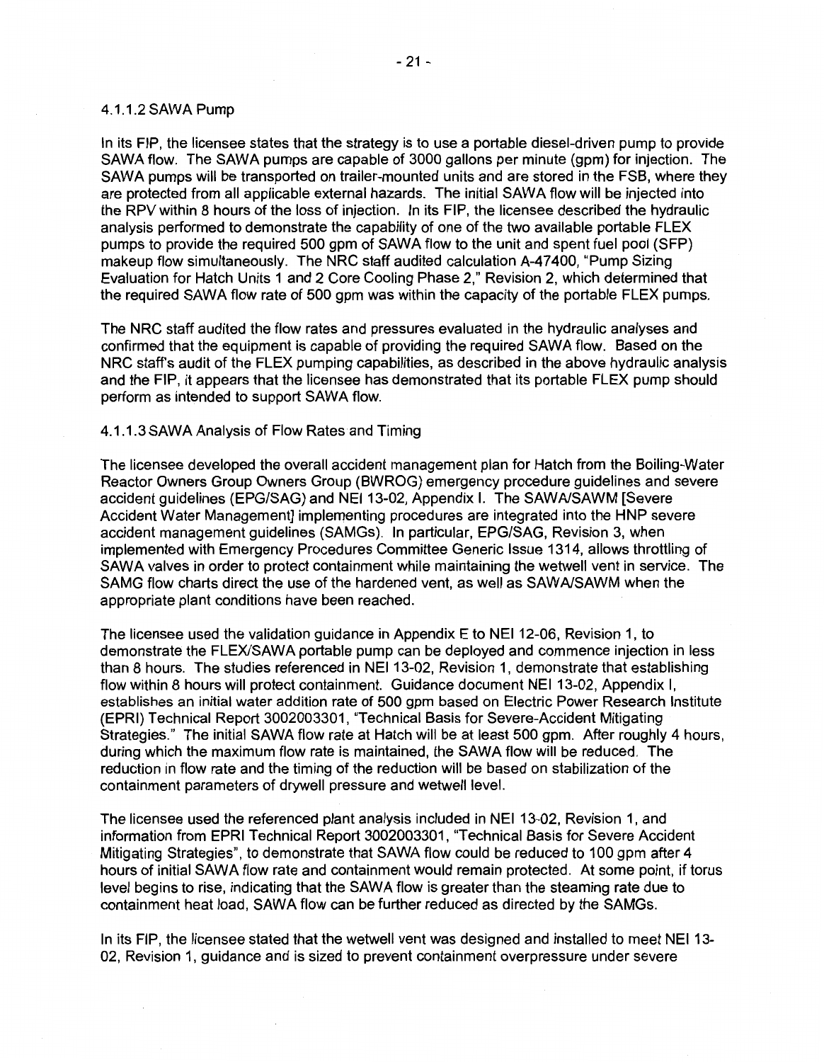#### 4.1.1.2 SAWA Pump

In its FIP, the licensee states that the strategy is to use a portable diesel-driven pump to provide SAWA flow. The SAWA pumps are capable of 3000 gallons per minute (gpm) for injection. The SAWA pumps will be transported on trailer-mounted units and are stored in the FSB, where they are protected from all applicable external hazards. The initial SAWA flow will be injected into the RPV within 8 hours of the loss of injection. In its FIP, the licensee described the hydraulic analysis performed to demonstrate the capability of one of the two available portable FLEX pumps to provide the required 500 gpm of SAWA flow to the unit and spent fuel pool (SFP) makeup flow simultaneously. The NRC staff audited calculation A-47400, "Pump Sizing Evaluation for Hatch Units 1 and 2 Core Cooling Phase 2," Revision 2, which determined that the required SAWA flow rate of 500 gpm was within the capacity of the portable FLEX pumps.

The NRC staff audited the flow rates and pressures evaluated in the hydraulic analyses and confirmed that the equipment is capable of providing the required SAWA flow. Based on the NRC staff's audit of the FLEX pumping capabilities, as described in the above hydraulic analysis and the FIP, it appears that the licensee has demonstrated that its portable FLEX pump should perform as intended to support SAWA flow.

#### 4.1.1.3 SAWA Analysis of Flow Rates and Timing

The licensee developed the overall accident management plan for Hatch from the Boiling-Water Reactor Owners Group Owners Group (BWROG) emergency procedure guidelines and severe accident guidelines (EPG/SAG) and NEI 13-02, Appendix I. The SAWA/SAWM [Severe Accident Water Management] implementing procedures are integrated into the HNP severe accident management guidelines (SAMGs). In particular, EPG/SAG, Revision 3, when implemented with Emergency Procedures Committee Generic Issue 1314, allows throttling of SAWA valves in order to protect containment while maintaining the wetwell vent in service. The SAMG flow charts direct the use of the hardened vent, as well as SAWA/SAWM when the appropriate plant conditions have been reached.

The licensee used the validation guidance in Appendix E to NEI 12-06, Revision 1, to demonstrate the FLEX/SAWA portable pump can be deployed and commence injection in less than 8 hours. The studies referenced in NEI 13-02, Revision 1, demonstrate that establishing flow within 8 hours will protect containment. Guidance document NEI 13-02, Appendix I, establishes an initial water addition rate of 500 gpm based on Electric Power Research Institute (EPRI) Technical Report 3002003301, "Technical Basis for Severe-Accident Mitigating Strategies." The initial SAWA flow rate at Hatch will be at least 500 gpm. After roughly 4 hours, during which the maximum flow rate is maintained, the SAWA flow will be reduced. The reduction in flow rate and the timing of the reduction will be based on stabilization of the containment parameters of drywell pressure and wetwell level.

The licensee used the referenced plant analysis included in NEI 13-02, Revision 1, and information from EPRI Technical Report 3002003301, "Technical Basis for Severe Accident Mitigating Strategies", to demonstrate that SAWA flow could be reduced to 100 gpm after 4 hours of initial SAWA flow rate and containment would remain protected. At some point, if torus level begins to rise, indicating that the SAWA flow is greater than the steaming rate due to containment heat load, SAWA flow can be further reduced as directed by the SAMGs.

In its FIP, the licensee stated that the wetwell vent was designed and installed to meet NEI 13-02, Revision 1, guidance and is sized to prevent containment overpressure under severe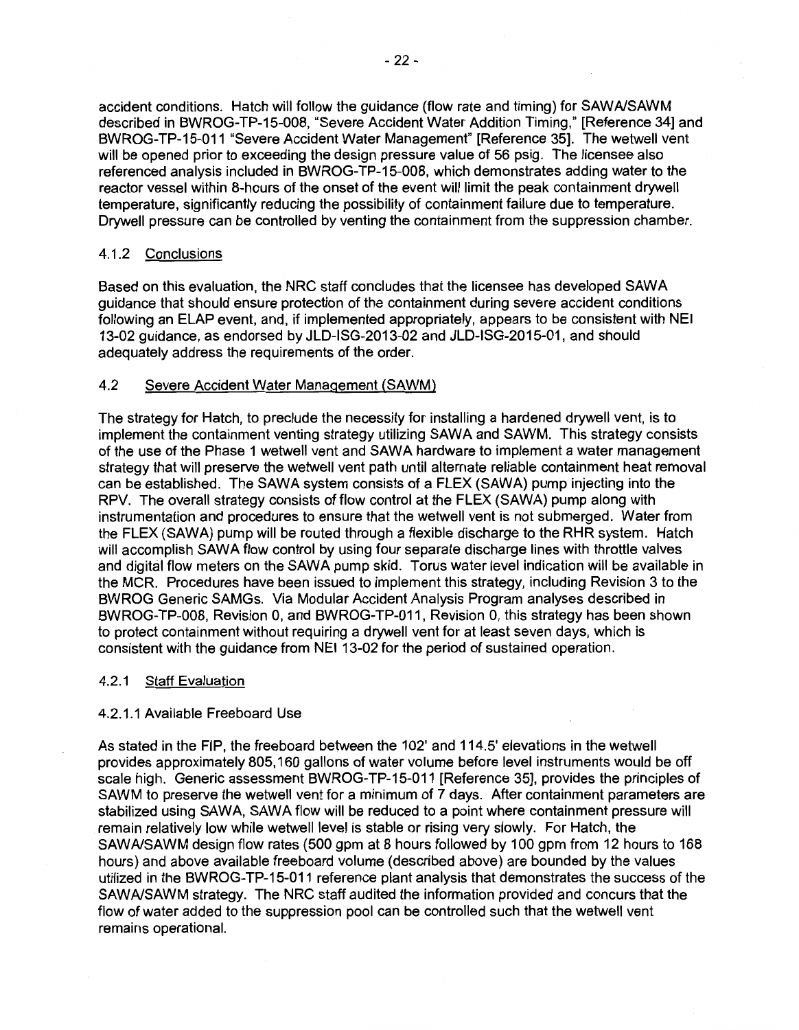accident conditions. Hatch will follow the guidance (flow rate and timing) for SAWA/SAWM described in BWROG-TP-15-008, "Severe Accident Water Addition Timing," [Reference 34] and BWROG-TP-15-011 "Severe Accident Water Management" [Reference 35]. The wetwell vent will be opened prior to exceeding the design pressure value of 56 psig. The licensee also referenced analysis included in BWROG-TP-15-008, which demonstrates adding water to the reactor vessel within 8-hours of the onset of the event will limit the peak containment drywell temperature, significantly reducing the possibility of containment failure due to temperature. Drywell pressure can be controlled by venting the containment from the suppression chamber.

#### 4.1.2 Conclusions

Based on this evaluation, the NRC staff concludes that the licensee has developed SAWA guidance that should ensure protection of the containment during severe accident conditions following an ELAP event, and, if implemented appropriately, appears to be consistent with NEI 13-02 guidance, as endorsed by JLD-ISG-2013-02 and JLD-ISG-2015-01, and should adequately address the requirements of the order.

### 4.2 Severe Accident Water Management (SAWM)

The strategy for Hatch, to preclude the necessity for installing a hardened drywell vent, is to implement the containment venting strategy utilizing SAWA and SAWM. This strategy consists of the use of the Phase 1 wetwell vent and SAWA hardware to implement a water management strategy that will preserve the wetwell vent path until alternate reliable containment heat removal can be established. The SAWA system consists of a FLEX (SAWA) pump injecting into the RPV. The overall strategy consists of flow control at the FLEX (SAWA) pump along with instrumentation and procedures to ensure that the wetwell vent is not submerged. Water from the FLEX (SAWA) pump will be routed through a flexible discharge to the RHR system. Hatch will accomplish SAWA flow control by using four separate discharge lines with throttle valves and digital flow meters on the SAWA pump skid. Torus water level indication will be available in the MCR. Procedures have been issued to implement this strategy, including Revision 3 to the BWROG Generic SAMGs. Via Modular Accident Analysis Program analyses described in BWROG-TP-008, Revision 0, and BWROG-TP-011, Revision 0, this strategy has been shown to protect containment without requiring a drywell vent for at least seven days, which is consistent with the guidance from NEI 13-02 for the period of sustained operation.

#### 4.2.1 Staff Evaluation

##### 4.2.1.1 Available Freeboard Use

As stated in the FIP, the freeboard between the 102' and 114.5' elevations in the wetwell provides approximately 805,160 gallons of water volume before level instruments would be off scale high. Generic assessment BWROG-TP-15-011 [Reference 35], provides the principles of SAWM to preserve the wetwell vent for a minimum of 7 days. After containment parameters are stabilized using SAWA, SAWA flow will be reduced to a point where containment pressure will remain relatively low while wetwell level is stable or rising very slowly. For Hatch, the SAWA/SAWM design flow rates (500 gpm at 8 hours followed by 100 gpm from 12 hours to 168 hours) and above available freeboard volume (described above) are bounded by the values utilized in the BWROG-TP-15-011 reference plant analysis that demonstrates the success of the SAWA/SAWM strategy. The NRC staff audited the information provided and concurs that the flow of water added to the suppression pool can be controlled such that the wetwell vent remains operational.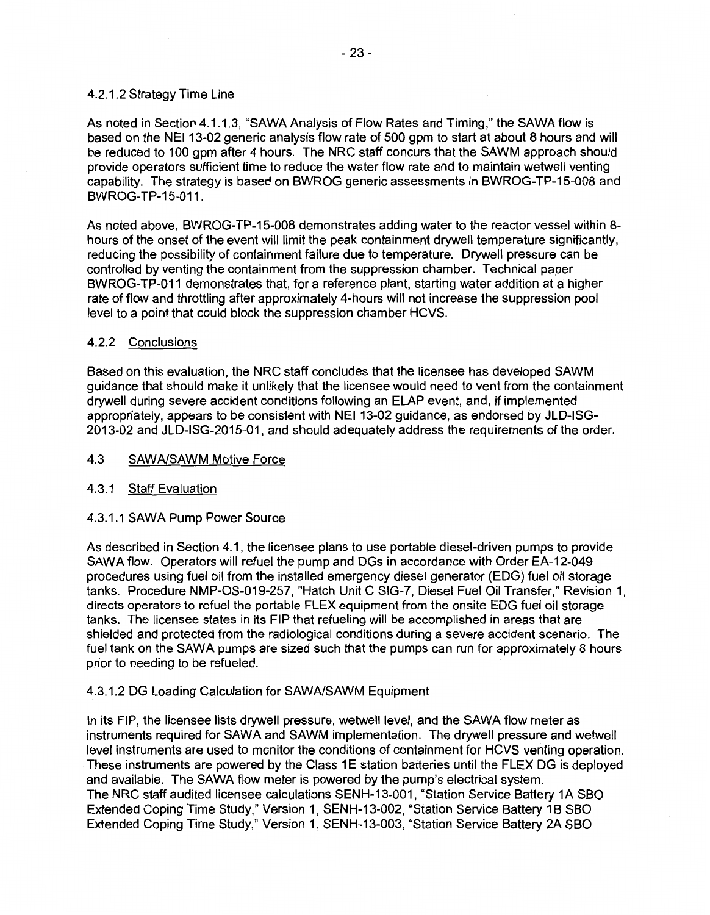#### 4.2.1.2 Strategy Time Line

As noted in Section 4.1.1.3, "SAWA Analysis of Flow Rates and Timing," the SAWA flow is based on the NEI 13-02 generic analysis flow rate of 500 gpm to start at about 8 hours and will be reduced to 100 gpm after 4 hours. The NRC staff concurs that the SAWM approach should provide operators sufficient time to reduce the water flow rate and to maintain wetwell venting capability. The strategy is based on BWROG generic assessments in BWROG-TP-15-008 and BWROG-TP-15-011.

As noted above, BWROG-TP-15-008 demonstrates adding water to the reactor vessel within 8-hours of the onset of the event will limit the peak containment drywell temperature significantly, reducing the possibility of containment failure due to temperature. Drywell pressure can be controlled by venting the containment from the suppression chamber. Technical paper BWROG-TP-011 demonstrates that, for a reference plant, starting water addition at a higher rate of flow and throttling after approximately 4-hours will not increase the suppression pool level to a point that could block the suppression chamber HCVS.

### 4.2.2 Conclusions

Based on this evaluation, the NRC staff concludes that the licensee has developed SAWM guidance that should make it unlikely that the licensee would need to vent from the containment drywell during severe accident conditions following an ELAP event, and, if implemented appropriately, appears to be consistent with NEI 13-02 guidance, as endorsed by JLD-ISG-2013-02 and JLD-ISG-2015-01, and should adequately address the requirements of the order.

## 4.3 SAWA/SAWM Motive Force

### 4.3.1 Staff Evaluation

#### 4.3.1.1 SAWA Pump Power Source

As described in Section 4.1, the licensee plans to use portable diesel-driven pumps to provide SAWA flow. Operators will refuel the pump and DGs in accordance with Order EA-12-049 procedures using fuel oil from the installed emergency diesel generator (EDG) fuel oil storage tanks. Procedure NMP-OS-019-257, "Hatch Unit C SIG-7, Diesel Fuel Oil Transfer," Revision 1, directs operators to refuel the portable FLEX equipment from the onsite EDG fuel oil storage tanks. The licensee states in its FIP that refueling will be accomplished in areas that are shielded and protected from the radiological conditions during a severe accident scenario. The fuel tank on the SAWA pumps are sized such that the pumps can run for approximately 8 hours prior to needing to be refueled.

#### 4.3.1.2 DG Loading Calculation for SAWA/SAWM Equipment

In its FIP, the licensee lists drywell pressure, wetwell level, and the SAWA flow meter as instruments required for SAWA and SAWM implementation. The drywell pressure and wetwell level instruments are used to monitor the conditions of containment for HCVS venting operation. These instruments are powered by the Class 1E station batteries until the FLEX DG is deployed and available. The SAWA flow meter is powered by the pump's electrical system.
The NRC staff audited licensee calculations SENH-13-001, "Station Service Battery 1A SBO Extended Coping Time Study," Version 1, SENH-13-002, "Station Service Battery 1B SBO Extended Coping Time Study," Version 1, SENH-13-003, "Station Service Battery 2A SBO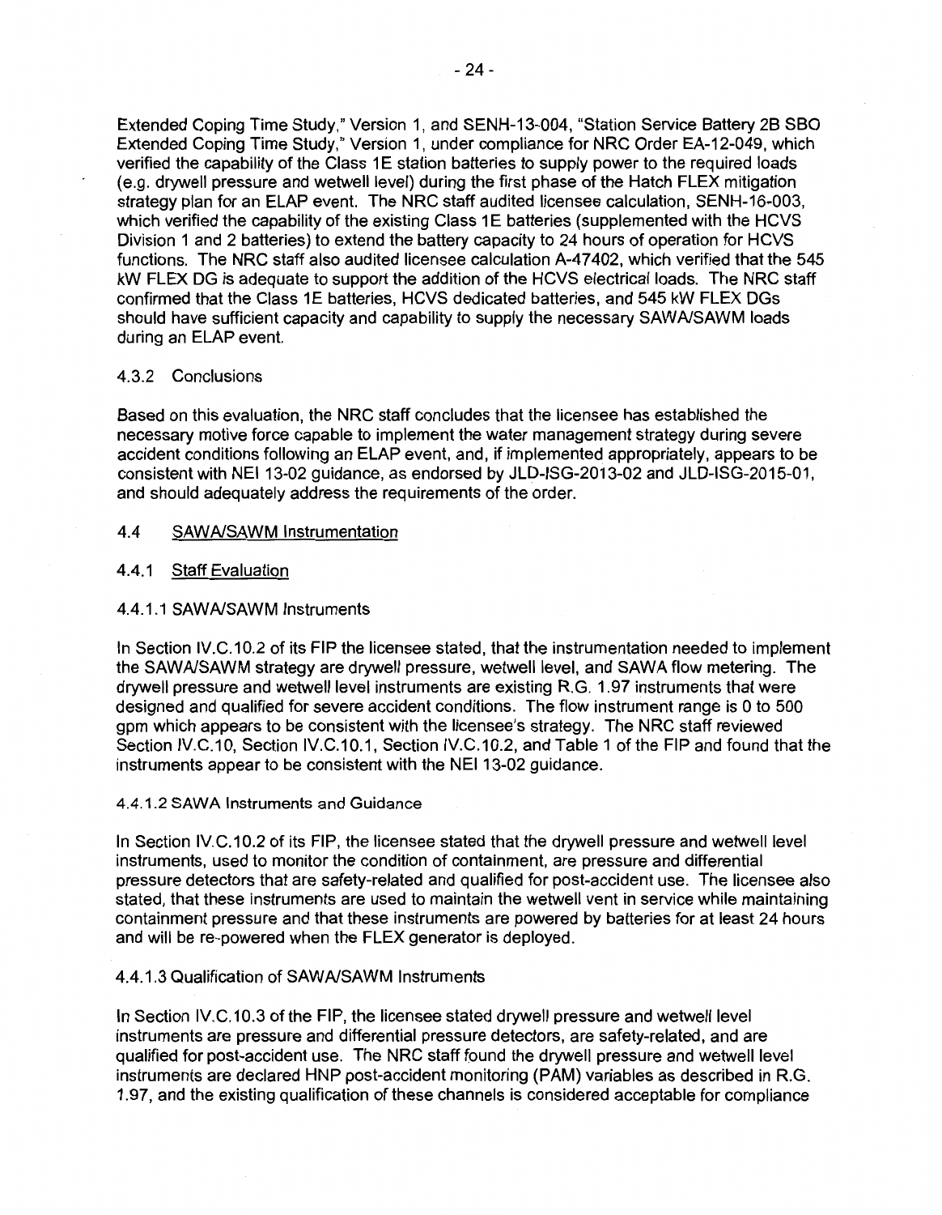Extended Coping Time Study," Version 1, and SENH-13-004, "Station Service Battery 2B SBO Extended Coping Time Study," Version 1, under compliance for NRC Order EA-12-049, which verified the capability of the Class 1E station batteries to supply power to the required loads (e.g. drywell pressure and wetwell level) during the first phase of the Hatch FLEX mitigation strategy plan for an ELAP event. The NRC staff audited licensee calculation, SENH-16-003, which verified the capability of the existing Class 1E batteries (supplemented with the HCVS Division 1 and 2 batteries) to extend the battery capacity to 24 hours of operation for HCVS functions. The NRC staff also audited licensee calculation A-47402, which verified that the 545 kW FLEX DG is adequate to support the addition of the HCVS electrical loads. The NRC staff confirmed that the Class 1E batteries, HCVS dedicated batteries, and 545 kW FLEX DGs should have sufficient capacity and capability to supply the necessary SAWA/SAWM loads during an ELAP event.

#### 4.3.2 Conclusions

Based on this evaluation, the NRC staff concludes that the licensee has established the necessary motive force capable to implement the water management strategy during severe accident conditions following an ELAP event, and, if implemented appropriately, appears to be consistent with NEI 13-02 guidance, as endorsed by JLD-ISG-2013-02 and JLD-ISG-2015-01, and should adequately address the requirements of the order.

### 4.4 SAWA/SAWM Instrumentation

#### 4.4.1 Staff Evaluation

##### 4.4.1.1 SAWA/SAWM Instruments

In Section IV.C.10.2 of its FIP the licensee stated, that the instrumentation needed to implement the SAWA/SAWM strategy are drywell pressure, wetwell level, and SAWA flow metering. The drywell pressure and wetwell level instruments are existing R.G. 1.97 instruments that were designed and qualified for severe accident conditions. The flow instrument range is 0 to 500 gpm which appears to be consistent with the licensee's strategy. The NRC staff reviewed Section IV.C.10, Section IV.C.10.1, Section IV.C.10.2, and Table 1 of the FIP and found that the instruments appear to be consistent with the NEI 13-02 guidance.

##### 4.4.1.2 SAWA Instruments and Guidance

In Section IV.C.10.2 of its FIP, the licensee stated that the drywell pressure and wetwell level instruments, used to monitor the condition of containment, are pressure and differential pressure detectors that are safety-related and qualified for post-accident use. The licensee also stated, that these instruments are used to maintain the wetwell vent in service while maintaining containment pressure and that these instruments are powered by batteries for at least 24 hours and will be re-powered when the FLEX generator is deployed.

##### 4.4.1.3 Qualification of SAWA/SAWM Instruments

In Section IV.C.10.3 of the FIP, the licensee stated drywell pressure and wetwell level instruments are pressure and differential pressure detectors, are safety-related, and are qualified for post-accident use. The NRC staff found the drywell pressure and wetwell level instruments are declared HNP post-accident monitoring (PAM) variables as described in R.G. 1.97, and the existing qualification of these channels is considered acceptable for compliance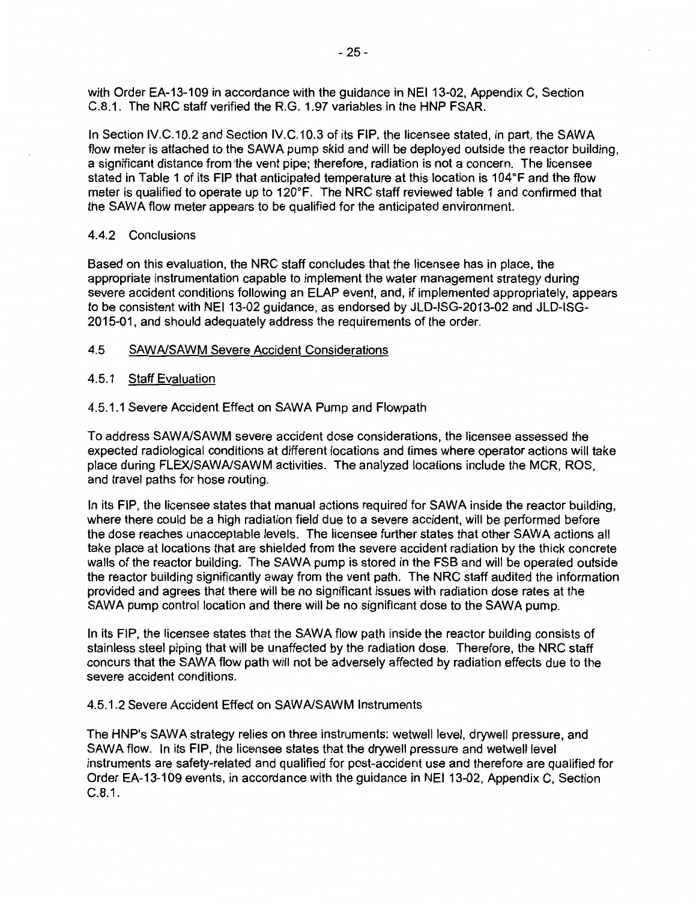with Order EA-13-109 in accordance with the guidance in NEI 13-02, Appendix C, Section C.8.1. The NRC staff verified the R.G. 1.97 variables in the HNP FSAR.

In Section IV.C.10.2 and Section IV.C.10.3 of its FIP, the licensee stated, in part, the SAWA flow meter is attached to the SAWA pump skid and will be deployed outside the reactor building, a significant distance from the vent pipe; therefore, radiation is not a concern. The licensee stated in Table 1 of its FIP that anticipated temperature at this location is 104°F and the flow meter is qualified to operate up to 120°F. The NRC staff reviewed table 1 and confirmed that the SAWA flow meter appears to be qualified for the anticipated environment.

#### 4.4.2 Conclusions

Based on this evaluation, the NRC staff concludes that the licensee has in place, the appropriate instrumentation capable to implement the water management strategy during severe accident conditions following an ELAP event, and, if implemented appropriately, appears to be consistent with NEI 13-02 guidance, as endorsed by JLD-ISG-2013-02 and JLD-ISG-2015-01, and should adequately address the requirements of the order.

### 4.5 SAWA/SAWM Severe Accident Considerations

#### 4.5.1 Staff Evaluation

##### 4.5.1.1 Severe Accident Effect on SAWA Pump and Flowpath

To address SAWA/SAWM severe accident dose considerations, the licensee assessed the expected radiological conditions at different locations and times where operator actions will take place during FLEX/SAWA/SAWM activities. The analyzed locations include the MCR, ROS, and travel paths for hose routing.

In its FIP, the licensee states that manual actions required for SAWA inside the reactor building, where there could be a high radiation field due to a severe accident, will be performed before the dose reaches unacceptable levels. The licensee further states that other SAWA actions all take place at locations that are shielded from the severe accident radiation by the thick concrete walls of the reactor building. The SAWA pump is stored in the FSB and will be operated outside the reactor building significantly away from the vent path. The NRC staff audited the information provided and agrees that there will be no significant issues with radiation dose rates at the SAWA pump control location and there will be no significant dose to the SAWA pump.

In its FIP, the licensee states that the SAWA flow path inside the reactor building consists of stainless steel piping that will be unaffected by the radiation dose. Therefore, the NRC staff concurs that the SAWA flow path will not be adversely affected by radiation effects due to the severe accident conditions.

##### 4.5.1.2 Severe Accident Effect on SAWA/SAWM Instruments

The HNP's SAWA strategy relies on three instruments: wetwell level, drywell pressure, and SAWA flow. In its FIP, the licensee states that the drywell pressure and wetwell level instruments are safety-related and qualified for post-accident use and therefore are qualified for Order EA-13-109 events, in accordance with the guidance in NEI 13-02, Appendix C, Section C.8.1.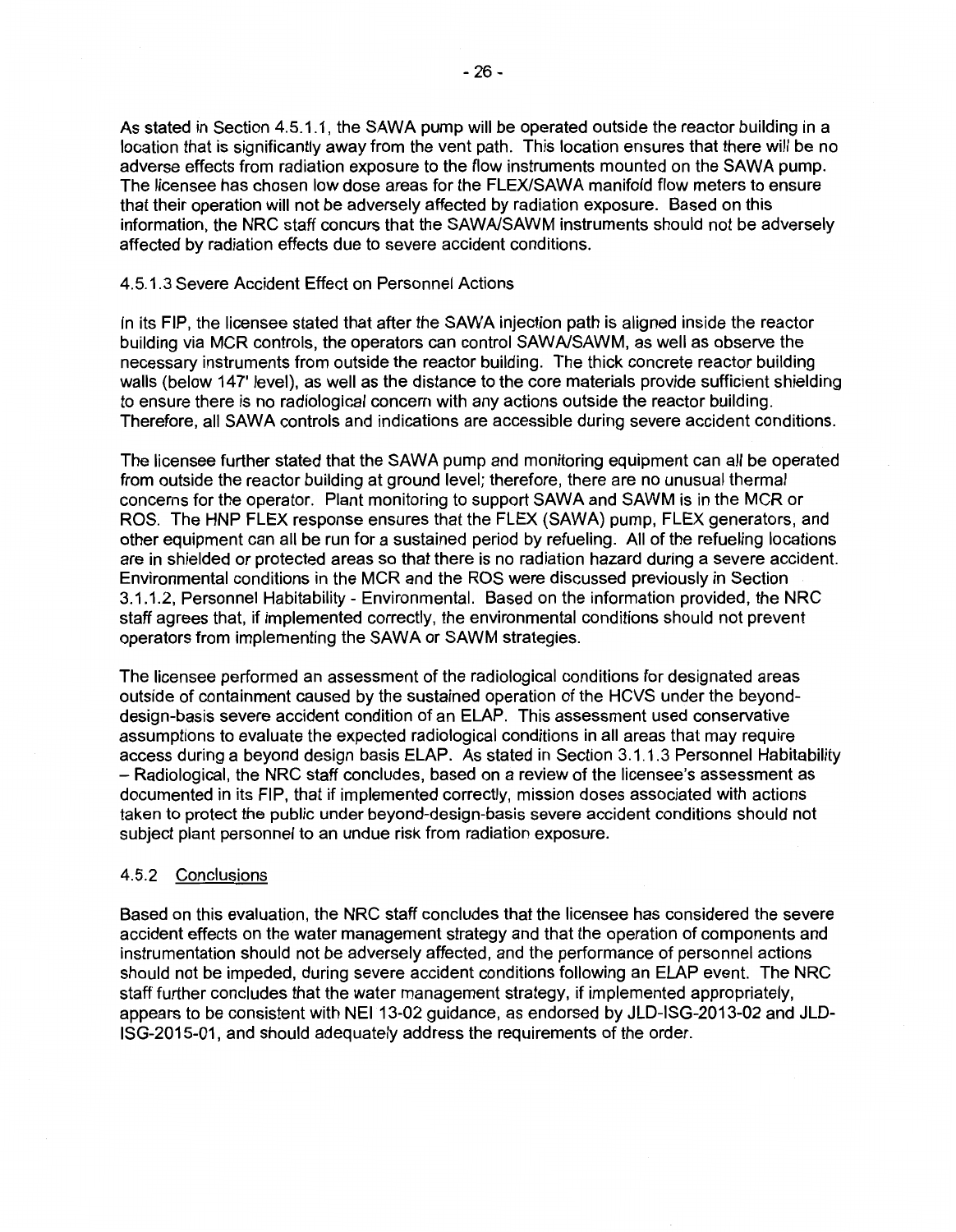As stated in Section 4.5.1.1, the SAWA pump will be operated outside the reactor building in a location that is significantly away from the vent path. This location ensures that there will be no adverse effects from radiation exposure to the flow instruments mounted on the SAWA pump. The licensee has chosen low dose areas for the FLEX/SAWA manifold flow meters to ensure that their operation will not be adversely affected by radiation exposure. Based on this information, the NRC staff concurs that the SAWA/SAWM instruments should not be adversely affected by radiation effects due to severe accident conditions.

#### 4.5.1.3 Severe Accident Effect on Personnel Actions

In its FIP, the licensee stated that after the SAWA injection path is aligned inside the reactor building via MCR controls, the operators can control SAWA/SAWM, as well as observe the necessary instruments from outside the reactor building. The thick concrete reactor building walls (below 147' level), as well as the distance to the core materials provide sufficient shielding to ensure there is no radiological concern with any actions outside the reactor building. Therefore, all SAWA controls and indications are accessible during severe accident conditions.

The licensee further stated that the SAWA pump and monitoring equipment can all be operated from outside the reactor building at ground level; therefore, there are no unusual thermal concerns for the operator. Plant monitoring to support SAWA and SAWM is in the MCR or ROS. The HNP FLEX response ensures that the FLEX (SAWA) pump, FLEX generators, and other equipment can all be run for a sustained period by refueling. All of the refueling locations are in shielded or protected areas so that there is no radiation hazard during a severe accident. Environmental conditions in the MCR and the ROS were discussed previously in Section 3.1.1.2, Personnel Habitability - Environmental. Based on the information provided, the NRC staff agrees that, if implemented correctly, the environmental conditions should not prevent operators from implementing the SAWA or SAWM strategies.

The licensee performed an assessment of the radiological conditions for designated areas outside of containment caused by the sustained operation of the HCVS under the beyond-design-basis severe accident condition of an ELAP. This assessment used conservative assumptions to evaluate the expected radiological conditions in all areas that may require access during a beyond design basis ELAP. As stated in Section 3.1.1.3 Personnel Habitability – Radiological, the NRC staff concludes, based on a review of the licensee's assessment as documented in its FIP, that if implemented correctly, mission doses associated with actions taken to protect the public under beyond-design-basis severe accident conditions should not subject plant personnel to an undue risk from radiation exposure.

### 4.5.2 Conclusions

Based on this evaluation, the NRC staff concludes that the licensee has considered the severe accident effects on the water management strategy and that the operation of components and instrumentation should not be adversely affected, and the performance of personnel actions should not be impeded, during severe accident conditions following an ELAP event. The NRC staff further concludes that the water management strategy, if implemented appropriately, appears to be consistent with NEI 13-02 guidance, as endorsed by JLD-ISG-2013-02 and JLD-ISG-2015-01, and should adequately address the requirements of the order.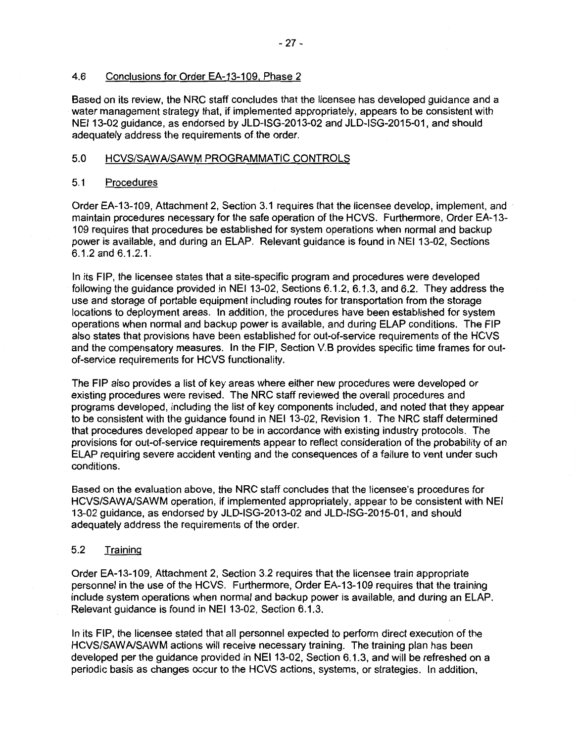## 4.6 Conclusions for Order EA-13-109, Phase 2

Based on its review, the NRC staff concludes that the licensee has developed guidance and a water management strategy that, if implemented appropriately, appears to be consistent with NEI 13-02 guidance, as endorsed by JLD-ISG-2013-02 and JLD-ISG-2015-01, and should adequately address the requirements of the order.

# 5.0 HCVS/SAWA/SAWM PROGRAMMATIC CONTROLS

## 5.1 Procedures

Order EA-13-109, Attachment 2, Section 3.1 requires that the licensee develop, implement, and maintain procedures necessary for the safe operation of the HCVS. Furthermore, Order EA-13-109 requires that procedures be established for system operations when normal and backup power is available, and during an ELAP. Relevant guidance is found in NEI 13-02, Sections 6.1.2 and 6.1.2.1.

In its FIP, the licensee states that a site-specific program and procedures were developed following the guidance provided in NEI 13-02, Sections 6.1.2, 6.1.3, and 6.2. They address the use and storage of portable equipment including routes for transportation from the storage locations to deployment areas. In addition, the procedures have been established for system operations when normal and backup power is available, and during ELAP conditions. The FIP also states that provisions have been established for out-of-service requirements of the HCVS and the compensatory measures. In the FIP, Section V.B provides specific time frames for out-of-service requirements for HCVS functionality.

The FIP also provides a list of key areas where either new procedures were developed or existing procedures were revised. The NRC staff reviewed the overall procedures and programs developed, including the list of key components included, and noted that they appear to be consistent with the guidance found in NEI 13-02, Revision 1. The NRC staff determined that procedures developed appear to be in accordance with existing industry protocols. The provisions for out-of-service requirements appear to reflect consideration of the probability of an ELAP requiring severe accident venting and the consequences of a failure to vent under such conditions.

Based on the evaluation above, the NRC staff concludes that the licensee's procedures for HCVS/SAWA/SAWM operation, if implemented appropriately, appear to be consistent with NEI 13-02 guidance, as endorsed by JLD-ISG-2013-02 and JLD-ISG-2015-01, and should adequately address the requirements of the order.

## 5.2 Training

Order EA-13-109, Attachment 2, Section 3.2 requires that the licensee train appropriate personnel in the use of the HCVS. Furthermore, Order EA-13-109 requires that the training include system operations when normal and backup power is available, and during an ELAP. Relevant guidance is found in NEI 13-02, Section 6.1.3.

In its FIP, the licensee stated that all personnel expected to perform direct execution of the HCVS/SAWA/SAWM actions will receive necessary training. The training plan has been developed per the guidance provided in NEI 13-02, Section 6.1.3, and will be refreshed on a periodic basis as changes occur to the HCVS actions, systems, or strategies. In addition,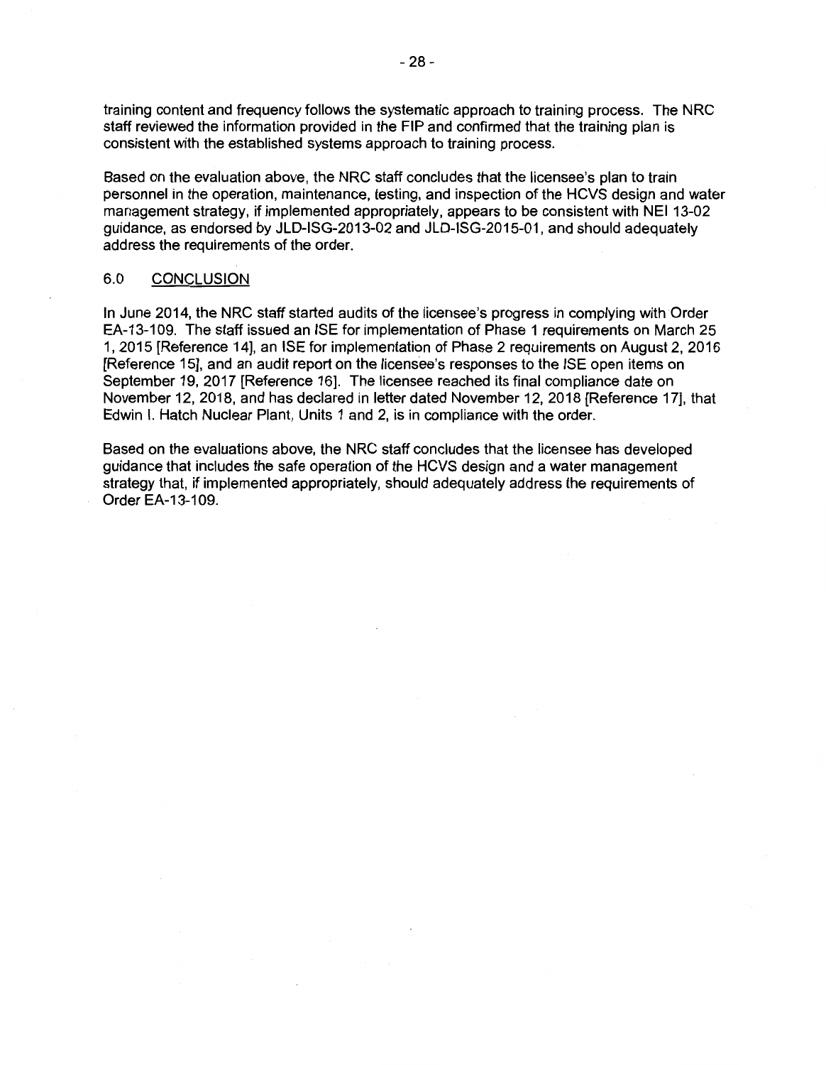training content and frequency follows the systematic approach to training process. The NRC staff reviewed the information provided in the FIP and confirmed that the training plan is consistent with the established systems approach to training process.

Based on the evaluation above, the NRC staff concludes that the licensee's plan to train personnel in the operation, maintenance, testing, and inspection of the HCVS design and water management strategy, if implemented appropriately, appears to be consistent with NEI 13-02 guidance, as endorsed by JLD-ISG-2013-02 and JLD-ISG-2015-01, and should adequately address the requirements of the order.

## 6.0 CONCLUSION

In June 2014, the NRC staff started audits of the licensee's progress in complying with Order EA-13-109. The staff issued an ISE for implementation of Phase 1 requirements on March 25 1, 2015 [Reference 14], an ISE for implementation of Phase 2 requirements on August 2, 2016 [Reference 15], and an audit report on the licensee's responses to the ISE open items on September 19, 2017 [Reference 16]. The licensee reached its final compliance date on November 12, 2018, and has declared in letter dated November 12, 2018 [Reference 17], that Edwin I. Hatch Nuclear Plant, Units 1 and 2, is in compliance with the order.

Based on the evaluations above, the NRC staff concludes that the licensee has developed guidance that includes the safe operation of the HCVS design and a water management strategy that, if implemented appropriately, should adequately address the requirements of Order EA-13-109.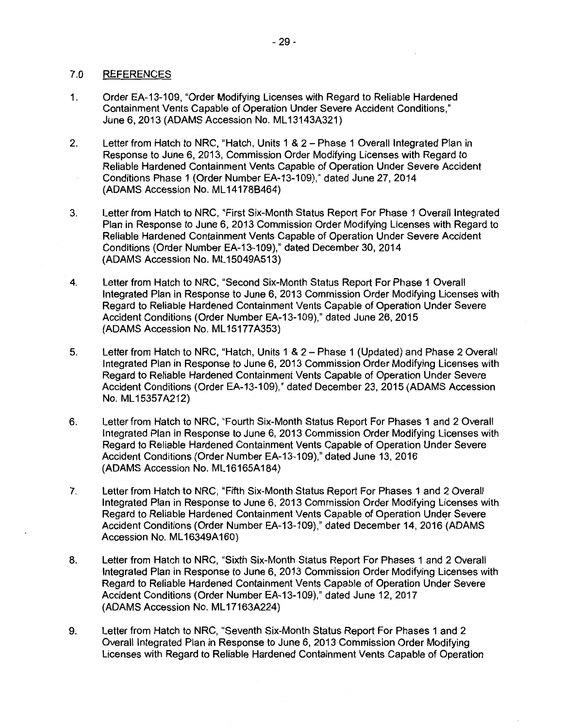## 7.0 REFERENCES

1. Order EA-13-109, "Order Modifying Licenses with Regard to Reliable Hardened Containment Vents Capable of Operation Under Severe Accident Conditions," June 6, 2013 (ADAMS Accession No. ML13143A321)

2. Letter from Hatch to NRC, "Hatch, Units 1 & 2 – Phase 1 Overall Integrated Plan in Response to June 6, 2013, Commission Order Modifying Licenses with Regard to Reliable Hardened Containment Vents Capable of Operation Under Severe Accident Conditions Phase 1 (Order Number EA-13-109)," dated June 27, 2014 (ADAMS Accession No. ML14178B464)

3. Letter from Hatch to NRC, "First Six-Month Status Report For Phase 1 Overall Integrated Plan in Response to June 6, 2013 Commission Order Modifying Licenses with Regard to Reliable Hardened Containment Vents Capable of Operation Under Severe Accident Conditions (Order Number EA-13-109)," dated December 30, 2014 (ADAMS Accession No. ML15049A513)

4. Letter from Hatch to NRC, "Second Six-Month Status Report For Phase 1 Overall Integrated Plan in Response to June 6, 2013 Commission Order Modifying Licenses with Regard to Reliable Hardened Containment Vents Capable of Operation Under Severe Accident Conditions (Order Number EA-13-109)," dated June 26, 2015 (ADAMS Accession No. ML15177A353)

5. Letter from Hatch to NRC, "Hatch, Units 1 & 2 – Phase 1 (Updated) and Phase 2 Overall Integrated Plan in Response to June 6, 2013 Commission Order Modifying Licenses with Regard to Reliable Hardened Containment Vents Capable of Operation Under Severe Accident Conditions (Order EA-13-109)," dated December 23, 2015 (ADAMS Accession No. ML15357A212)

6. Letter from Hatch to NRC, "Fourth Six-Month Status Report For Phases 1 and 2 Overall Integrated Plan in Response to June 6, 2013 Commission Order Modifying Licenses with Regard to Reliable Hardened Containment Vents Capable of Operation Under Severe Accident Conditions (Order Number EA-13-109)," dated June 13, 2016 (ADAMS Accession No. ML16165A184)

7. Letter from Hatch to NRC, "Fifth Six-Month Status Report For Phases 1 and 2 Overall Integrated Plan in Response to June 6, 2013 Commission Order Modifying Licenses with Regard to Reliable Hardened Containment Vents Capable of Operation Under Severe Accident Conditions (Order Number EA-13-109)," dated December 14, 2016 (ADAMS Accession No. ML16349A160)

8. Letter from Hatch to NRC, "Sixth Six-Month Status Report For Phases 1 and 2 Overall Integrated Plan in Response to June 6, 2013 Commission Order Modifying Licenses with Regard to Reliable Hardened Containment Vents Capable of Operation Under Severe Accident Conditions (Order Number EA-13-109)," dated June 12, 2017 (ADAMS Accession No. ML17163A224)

9. Letter from Hatch to NRC, "Seventh Six-Month Status Report For Phases 1 and 2 Overall Integrated Plan in Response to June 6, 2013 Commission Order Modifying Licenses with Regard to Reliable Hardened Containment Vents Capable of Operation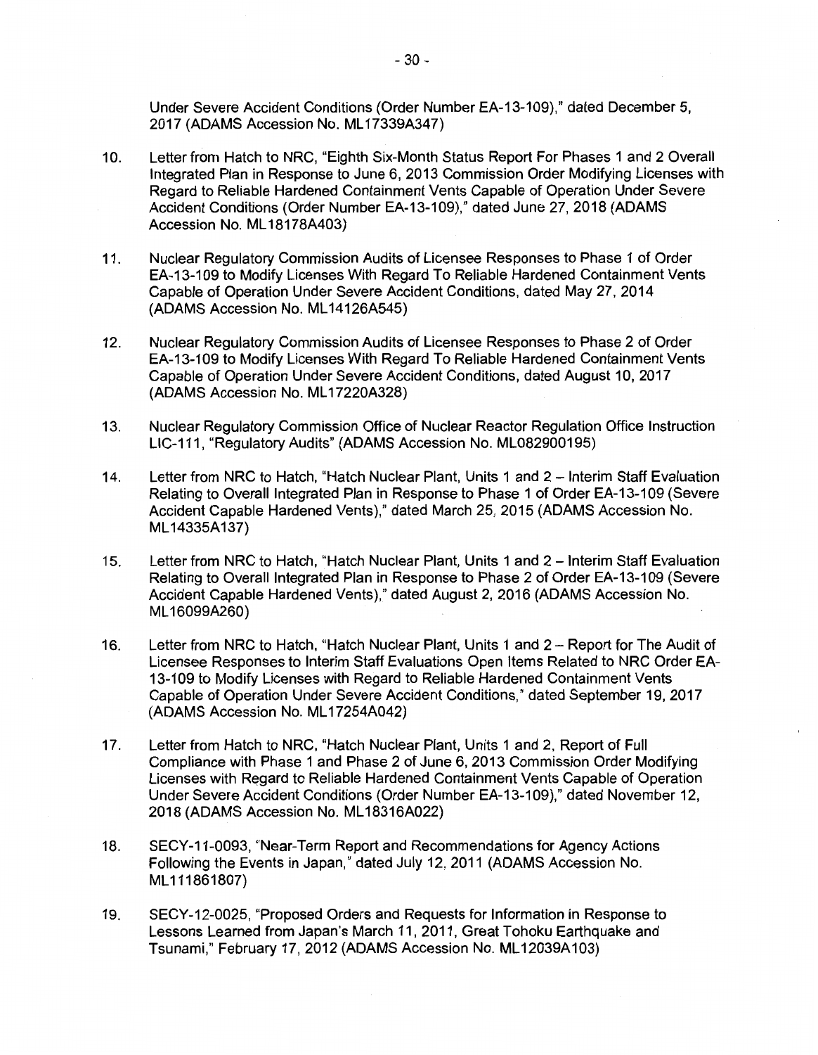Under Severe Accident Conditions (Order Number EA-13-109)," dated December 5, 2017 (ADAMS Accession No. ML17339A347)

10. Letter from Hatch to NRC, "Eighth Six-Month Status Report For Phases 1 and 2 Overall Integrated Plan in Response to June 6, 2013 Commission Order Modifying Licenses with Regard to Reliable Hardened Containment Vents Capable of Operation Under Severe Accident Conditions (Order Number EA-13-109)," dated June 27, 2018 (ADAMS Accession No. ML18178A403)

11. Nuclear Regulatory Commission Audits of Licensee Responses to Phase 1 of Order EA-13-109 to Modify Licenses With Regard To Reliable Hardened Containment Vents Capable of Operation Under Severe Accident Conditions, dated May 27, 2014 (ADAMS Accession No. ML14126A545)

12. Nuclear Regulatory Commission Audits of Licensee Responses to Phase 2 of Order EA-13-109 to Modify Licenses With Regard To Reliable Hardened Containment Vents Capable of Operation Under Severe Accident Conditions, dated August 10, 2017 (ADAMS Accession No. ML17220A328)

13. Nuclear Regulatory Commission Office of Nuclear Reactor Regulation Office Instruction LIC-111, "Regulatory Audits" (ADAMS Accession No. ML082900195)

14. Letter from NRC to Hatch, "Hatch Nuclear Plant, Units 1 and 2 – Interim Staff Evaluation Relating to Overall Integrated Plan in Response to Phase 1 of Order EA-13-109 (Severe Accident Capable Hardened Vents)," dated March 25, 2015 (ADAMS Accession No. ML14335A137)

15. Letter from NRC to Hatch, "Hatch Nuclear Plant, Units 1 and 2 – Interim Staff Evaluation Relating to Overall Integrated Plan in Response to Phase 2 of Order EA-13-109 (Severe Accident Capable Hardened Vents)," dated August 2, 2016 (ADAMS Accession No. ML16099A260)

16. Letter from NRC to Hatch, "Hatch Nuclear Plant, Units 1 and 2 – Report for The Audit of Licensee Responses to Interim Staff Evaluations Open Items Related to NRC Order EA-13-109 to Modify Licenses with Regard to Reliable Hardened Containment Vents Capable of Operation Under Severe Accident Conditions," dated September 19, 2017 (ADAMS Accession No. ML17254A042)

17. Letter from Hatch to NRC, "Hatch Nuclear Plant, Units 1 and 2, Report of Full Compliance with Phase 1 and Phase 2 of June 6, 2013 Commission Order Modifying Licenses with Regard to Reliable Hardened Containment Vents Capable of Operation Under Severe Accident Conditions (Order Number EA-13-109)," dated November 12, 2018 (ADAMS Accession No. ML18316A022)

18. SECY-11-0093, "Near-Term Report and Recommendations for Agency Actions Following the Events in Japan," dated July 12, 2011 (ADAMS Accession No. ML111861807)

19. SECY-12-0025, "Proposed Orders and Requests for Information in Response to Lessons Learned from Japan's March 11, 2011, Great Tohoku Earthquake and Tsunami," February 17, 2012 (ADAMS Accession No. ML12039A103)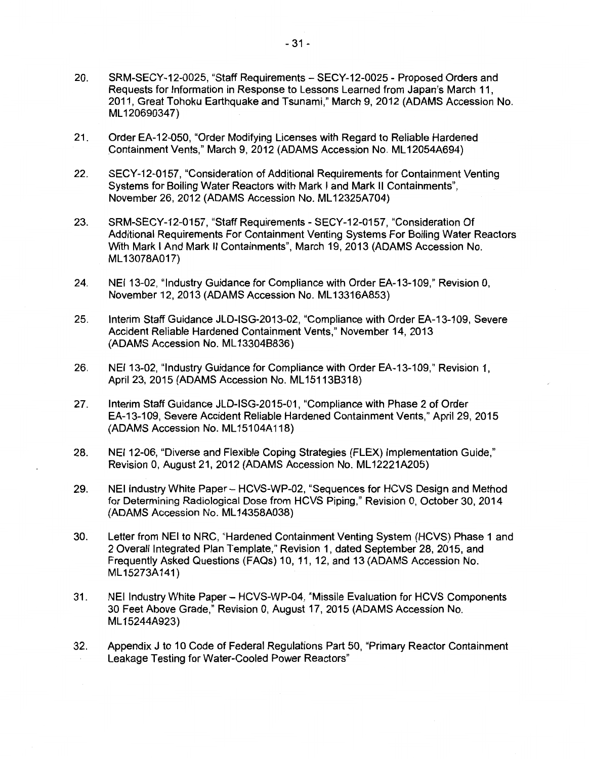20. SRM-SECY-12-0025, "Staff Requirements – SECY-12-0025 - Proposed Orders and Requests for Information in Response to Lessons Learned from Japan's March 11, 2011, Great Tohoku Earthquake and Tsunami," March 9, 2012 (ADAMS Accession No. ML120690347)

21. Order EA-12-050, "Order Modifying Licenses with Regard to Reliable Hardened Containment Vents," March 9, 2012 (ADAMS Accession No. ML12054A694)

22. SECY-12-0157, "Consideration of Additional Requirements for Containment Venting Systems for Boiling Water Reactors with Mark I and Mark II Containments", November 26, 2012 (ADAMS Accession No. ML12325A704)

23. SRM-SECY-12-0157, "Staff Requirements - SECY-12-0157, "Consideration Of Additional Requirements For Containment Venting Systems For Boiling Water Reactors With Mark I And Mark II Containments", March 19, 2013 (ADAMS Accession No. ML13078A017)

24. NEI 13-02, "Industry Guidance for Compliance with Order EA-13-109," Revision 0, November 12, 2013 (ADAMS Accession No. ML13316A853)

25. Interim Staff Guidance JLD-ISG-2013-02, "Compliance with Order EA-13-109, Severe Accident Reliable Hardened Containment Vents," November 14, 2013 (ADAMS Accession No. ML13304B836)

26. NEI 13-02, "Industry Guidance for Compliance with Order EA-13-109," Revision 1, April 23, 2015 (ADAMS Accession No. ML15113B318)

27. Interim Staff Guidance JLD-ISG-2015-01, "Compliance with Phase 2 of Order EA-13-109, Severe Accident Reliable Hardened Containment Vents," April 29, 2015 (ADAMS Accession No. ML15104A118)

28. NEI 12-06, "Diverse and Flexible Coping Strategies (FLEX) Implementation Guide," Revision 0, August 21, 2012 (ADAMS Accession No. ML12221A205)

29. NEI Industry White Paper – HCVS-WP-02, "Sequences for HCVS Design and Method for Determining Radiological Dose from HCVS Piping," Revision 0, October 30, 2014 (ADAMS Accession No. ML14358A038)

30. Letter from NEI to NRC, "Hardened Containment Venting System (HCVS) Phase 1 and 2 Overall Integrated Plan Template," Revision 1, dated September 28, 2015, and Frequently Asked Questions (FAQs) 10, 11, 12, and 13 (ADAMS Accession No. ML15273A141)

31. NEI Industry White Paper – HCVS-WP-04, "Missile Evaluation for HCVS Components 30 Feet Above Grade," Revision 0, August 17, 2015 (ADAMS Accession No. ML15244A923)

32. Appendix J to 10 Code of Federal Regulations Part 50, "Primary Reactor Containment Leakage Testing for Water-Cooled Power Reactors"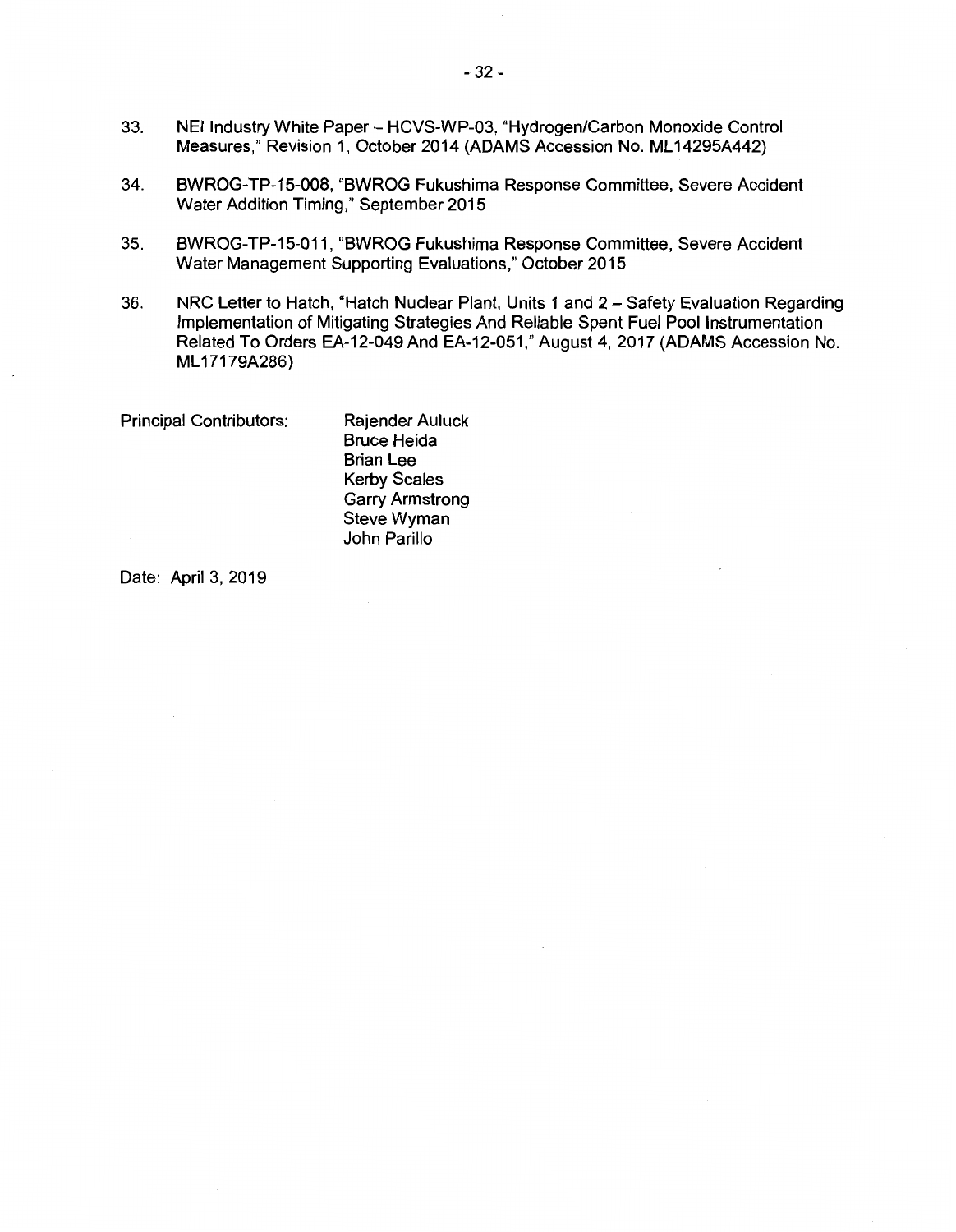33. NEI Industry White Paper – HCVS-WP-03, "Hydrogen/Carbon Monoxide Control Measures," Revision 1, October 2014 (ADAMS Accession No. ML14295A442)

34. BWROG-TP-15-008, "BWROG Fukushima Response Committee, Severe Accident Water Addition Timing," September 2015

35. BWROG-TP-15-011, "BWROG Fukushima Response Committee, Severe Accident Water Management Supporting Evaluations," October 2015

36. NRC Letter to Hatch, "Hatch Nuclear Plant, Units 1 and 2 – Safety Evaluation Regarding Implementation of Mitigating Strategies And Reliable Spent Fuel Pool Instrumentation Related To Orders EA-12-049 And EA-12-051," August 4, 2017 (ADAMS Accession No. ML17179A286)

Principal Contributors:

Rajender Auluck
Bruce Heida
Brian Lee
Kerby Scales
Garry Armstrong
Steve Wyman
John Parillo

Date: April 3, 2019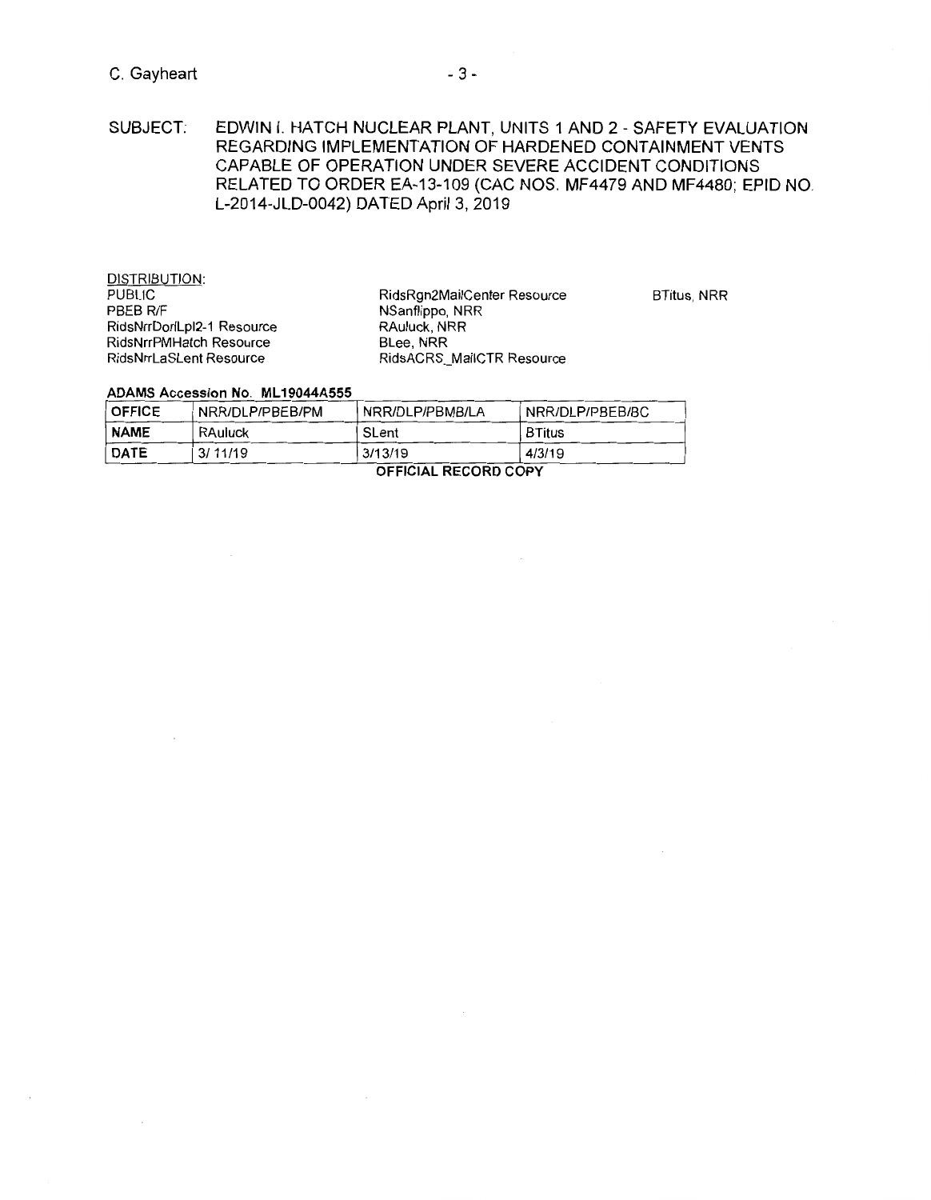SUBJECT: EDWIN I. HATCH NUCLEAR PLANT, UNITS 1 AND 2 - SAFETY EVALUATION REGARDING IMPLEMENTATION OF HARDENED CONTAINMENT VENTS CAPABLE OF OPERATION UNDER SEVERE ACCIDENT CONDITIONS RELATED TO ORDER EA-13-109 (CAC NOS. MF4479 AND MF4480; EPID NO. L-2014-JLD-0042) DATED April 3, 2019

DISTRIBUTION:
PUBLIC
PBEB R/F
RidsNrrDorlLpl2-1 Resource
RidsNrrPMHatch Resource
RidsNrrLaSLent Resource
RidsRgn2MailCenter Resource
NSanfilippo, NRR
RAuluck, NRR
BLee, NRR
RidsACRS_MailCTR Resource
BTitus, NRR

**ADAMS Accession No. ML19044A555**

| **OFFICE** | NRR/DLP/PBEB/PM | NRR/DLP/PBMB/LA | NRR/DLP/PBEB/BC |
|---|---|---|---|
| **NAME** | RAuluck | SLent | BTitus |
| **DATE** | 3/ 11/19 | 3/13/19 | 4/3/19 |

**OFFICIAL RECORD COPY**